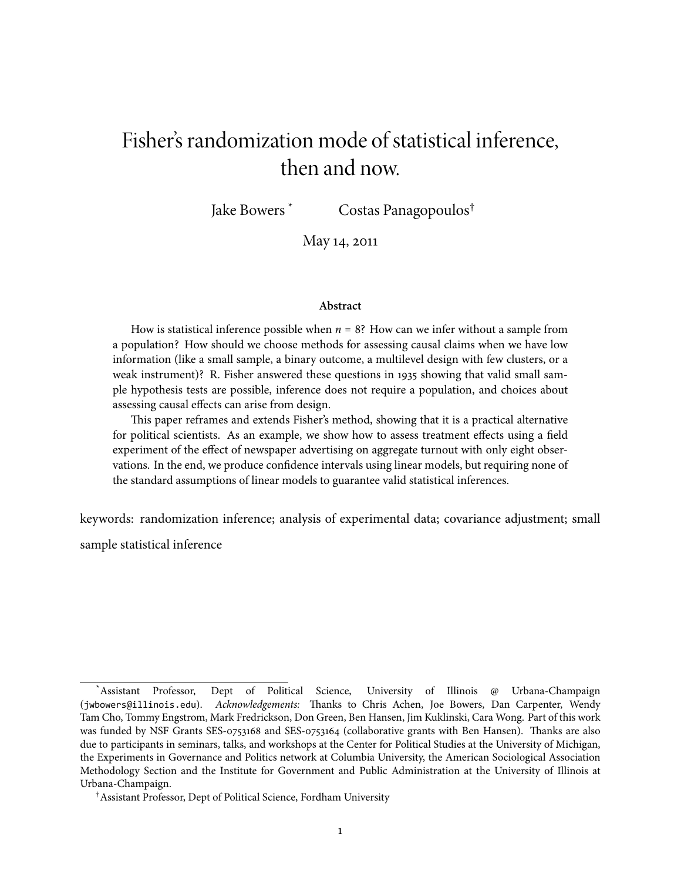# Fisher's randomization mode of statistical inference, then and now.

Jake Bowers [*] Costas Panagopoulos[†]

May 14, 2011

**Abstract**

How is statistical inference possible when $n = 8$? How can we infer without a sample from a population? How should we choose methods for assessing causal claims when we have low information (like a small sample, a binary outcome, a multilevel design with few clusters, or a weak instrument)? R. Fisher answered these questions in 1935 showing that valid small sample hypothesis tests are possible, inference does not require a population, and choices about assessing causal effects can arise from design.

This paper reframes and extends Fisher's method, showing that it is a practical alternative for political scientists. As an example, we show how to assess treatment effects using a field experiment of the effect of newspaper advertising on aggregate turnout with only eight observations. In the end, we produce confidence intervals using linear models, but requiring none of the standard assumptions of linear models to guarantee valid statistical inferences.

keywords: randomization inference; analysis of experimental data; covariance adjustment; small sample statistical inference

[*] Assistant Professor, Dept of Political Science, University of Illinois @ Urbana-Champaign (jwbowers@illinois.edu). *Acknowledgements:* Thanks to Chris Achen, Joe Bowers, Dan Carpenter, Wendy Tam Cho, Tommy Engstrom, Mark Fredrickson, Don Green, Ben Hansen, Jim Kuklinski, Cara Wong. Part of this work was funded by NSF Grants SES-0753168 and SES-0753164 (collaborative grants with Ben Hansen). Thanks are also due to participants in seminars, talks, and workshops at the Center for Political Studies at the University of Michigan, the Experiments in Governance and Politics network at Columbia University, the American Sociological Association Methodology Section and the Institute for Government and Public Administration at the University of Illinois at Urbana-Champaign.

[†] Assistant Professor, Dept of Political Science, Fordham University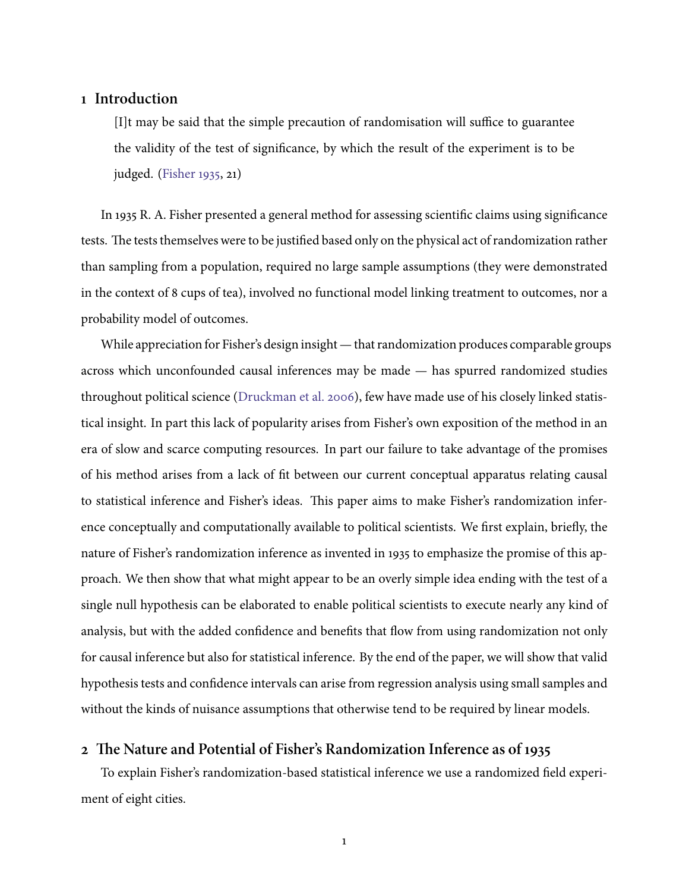## 1 Introduction

> [I]t may be said that the simple precaution of randomisation will suffice to guarantee the validity of the test of significance, by which the result of the experiment is to be judged. (Fisher 1935, 21)

In 1935 R. A. Fisher presented a general method for assessing scientific claims using significance tests. The tests themselves were to be justified based only on the physical act of randomization rather than sampling from a population, required no large sample assumptions (they were demonstrated in the context of 8 cups of tea), involved no functional model linking treatment to outcomes, nor a probability model of outcomes.

While appreciation for Fisher's design insight — that randomization produces comparable groups across which unconfounded causal inferences may be made — has spurred randomized studies throughout political science (Druckman et al. 2006), few have made use of his closely linked statistical insight. In part this lack of popularity arises from Fisher's own exposition of the method in an era of slow and scarce computing resources. In part our failure to take advantage of the promises of his method arises from a lack of fit between our current conceptual apparatus relating causal to statistical inference and Fisher's ideas. This paper aims to make Fisher's randomization inference conceptually and computationally available to political scientists. We first explain, briefly, the nature of Fisher's randomization inference as invented in 1935 to emphasize the promise of this approach. We then show that what might appear to be an overly simple idea ending with the test of a single null hypothesis can be elaborated to enable political scientists to execute nearly any kind of analysis, but with the added confidence and benefits that flow from using randomization not only for causal inference but also for statistical inference. By the end of the paper, we will show that valid hypothesis tests and confidence intervals can arise from regression analysis using small samples and without the kinds of nuisance assumptions that otherwise tend to be required by linear models.

## 2 The Nature and Potential of Fisher's Randomization Inference as of 1935

To explain Fisher's randomization-based statistical inference we use a randomized field experiment of eight cities.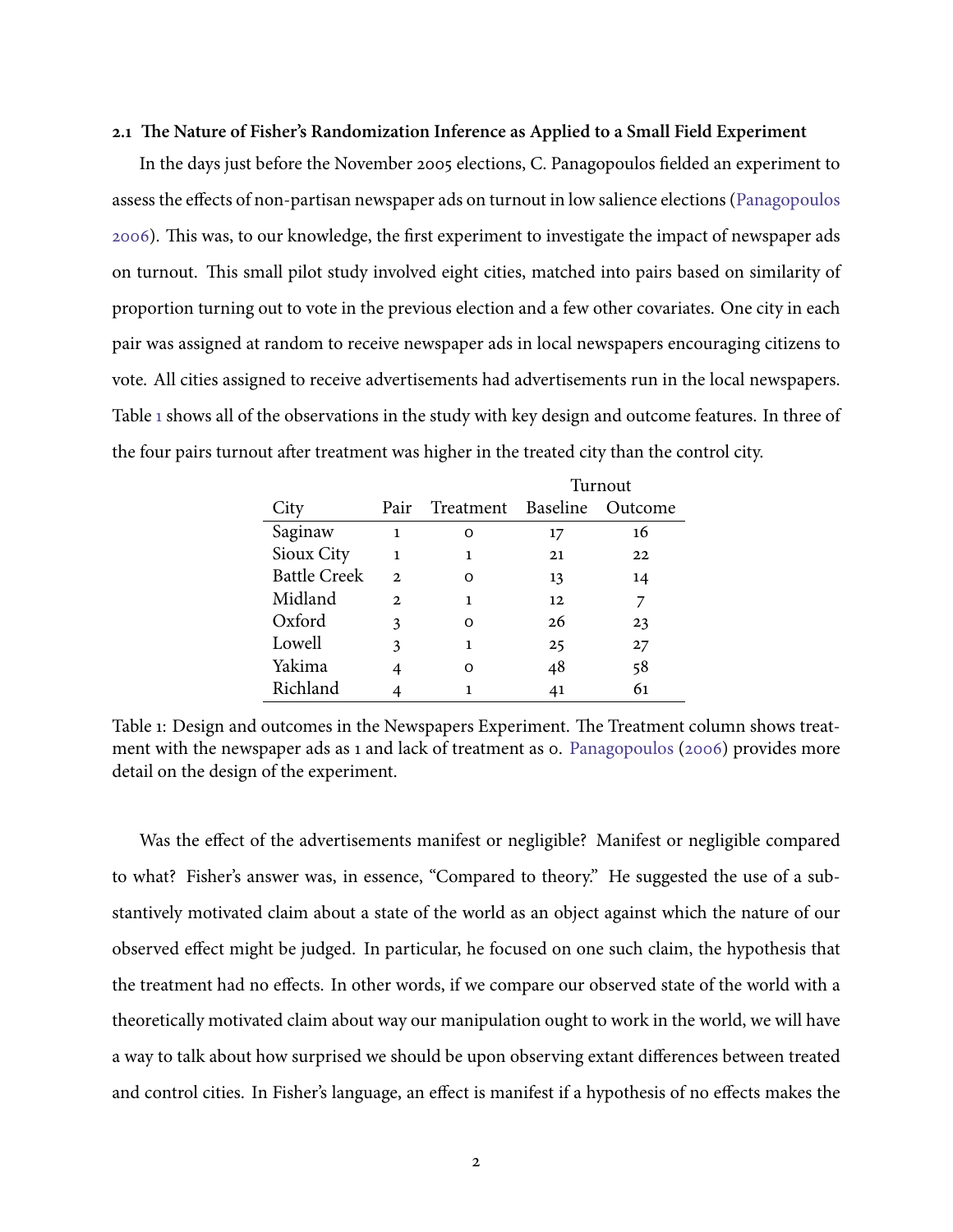### 2.1 The Nature of Fisher's Randomization Inference as Applied to a Small Field Experiment

In the days just before the November 2005 elections, C. Panagopoulos fielded an experiment to assess the effects of non-partisan newspaper ads on turnout in low salience elections (Panagopoulos 2006). This was, to our knowledge, the first experiment to investigate the impact of newspaper ads on turnout. This small pilot study involved eight cities, matched into pairs based on similarity of proportion turning out to vote in the previous election and a few other covariates. One city in each pair was assigned at random to receive newspaper ads in local newspapers encouraging citizens to vote. All cities assigned to receive advertisements had advertisements run in the local newspapers. Table 1 shows all of the observations in the study with key design and outcome features. In three of the four pairs turnout after treatment was higher in the treated city than the control city.

| | | | Turnout | |
|---|---|---|---|---|
| City | Pair | Treatment | Baseline | Outcome |
| Saginaw | 1 | 0 | 17 | 16 |
| Sioux City | 1 | 1 | 21 | 22 |
| Battle Creek | 2 | 0 | 13 | 14 |
| Midland | 2 | 1 | 12 | 7 |
| Oxford | 3 | 0 | 26 | 23 |
| Lowell | 3 | 1 | 25 | 27 |
| Yakima | 4 | 0 | 48 | 58 |
| Richland | 4 | 1 | 41 | 61 |

Table 1: Design and outcomes in the Newspapers Experiment. The Treatment column shows treatment with the newspaper ads as 1 and lack of treatment as 0. Panagopoulos (2006) provides more detail on the design of the experiment.

Was the effect of the advertisements manifest or negligible? Manifest or negligible compared to what? Fisher's answer was, in essence, "Compared to theory." He suggested the use of a substantively motivated claim about a state of the world as an object against which the nature of our observed effect might be judged. In particular, he focused on one such claim, the hypothesis that the treatment had no effects. In other words, if we compare our observed state of the world with a theoretically motivated claim about way our manipulation ought to work in the world, we will have a way to talk about how surprised we should be upon observing extant differences between treated and control cities. In Fisher's language, an effect is manifest if a hypothesis of no effects makes the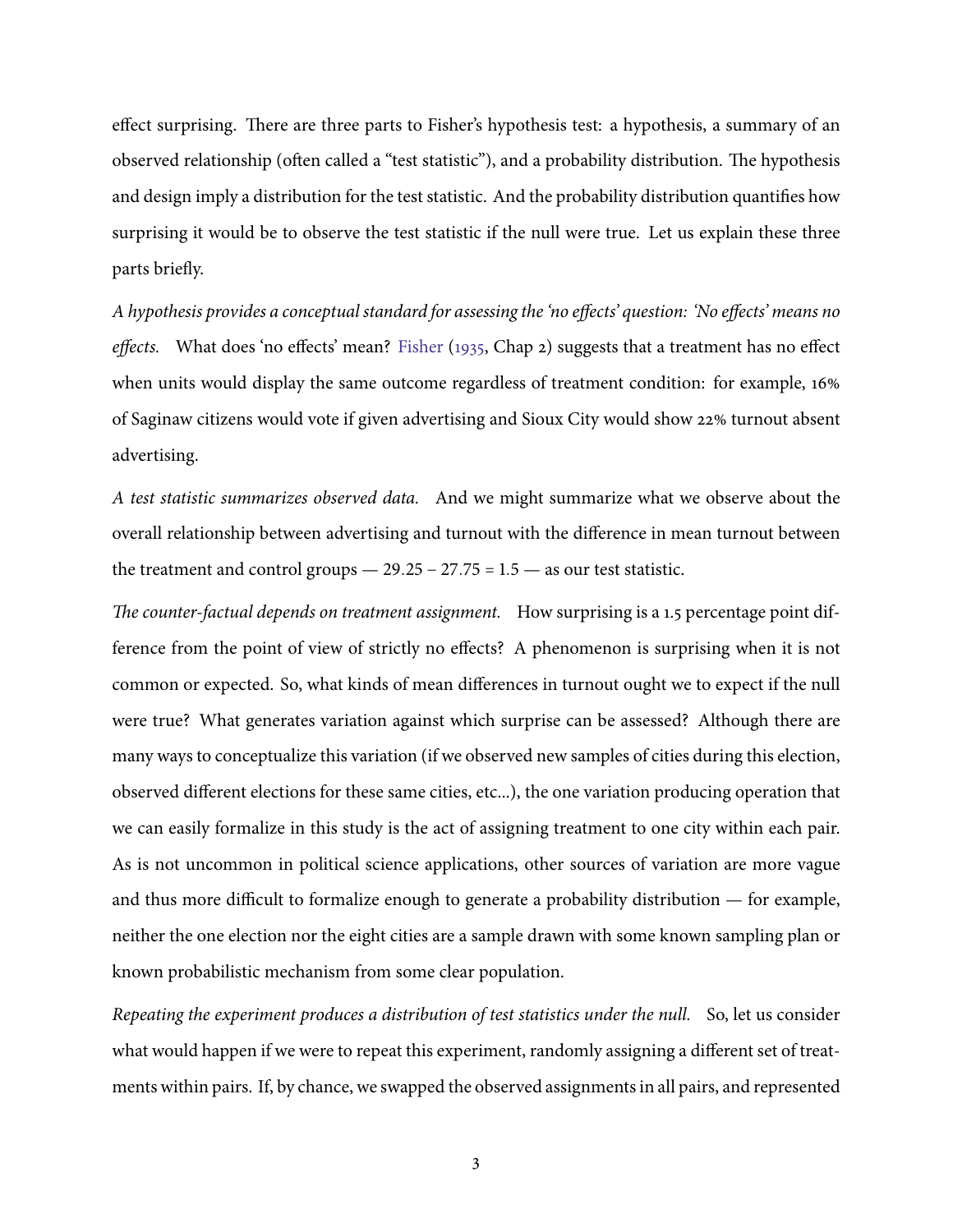effect surprising. There are three parts to Fisher's hypothesis test: a hypothesis, a summary of an observed relationship (often called a "test statistic"), and a probability distribution. The hypothesis and design imply a distribution for the test statistic. And the probability distribution quantifies how surprising it would be to observe the test statistic if the null were true. Let us explain these three parts briefly.

*A hypothesis provides a conceptual standard for assessing the 'no effects' question: 'No effects' means no effects.* What does 'no effects' mean? Fisher (1935, Chap 2) suggests that a treatment has no effect when units would display the same outcome regardless of treatment condition: for example, 16% of Saginaw citizens would vote if given advertising and Sioux City would show 22% turnout absent advertising.

*A test statistic summarizes observed data.* And we might summarize what we observe about the overall relationship between advertising and turnout with the difference in mean turnout between the treatment and control groups — $29.25 - 27.75 = 1.5$ — as our test statistic.

*The counter-factual depends on treatment assignment.* How surprising is a 1.5 percentage point difference from the point of view of strictly no effects? A phenomenon is surprising when it is not common or expected. So, what kinds of mean differences in turnout ought we to expect if the null were true? What generates variation against which surprise can be assessed? Although there are many ways to conceptualize this variation (if we observed new samples of cities during this election, observed different elections for these same cities, etc...), the one variation producing operation that we can easily formalize in this study is the act of assigning treatment to one city within each pair. As is not uncommon in political science applications, other sources of variation are more vague and thus more difficult to formalize enough to generate a probability distribution — for example, neither the one election nor the eight cities are a sample drawn with some known sampling plan or known probabilistic mechanism from some clear population.

*Repeating the experiment produces a distribution of test statistics under the null.* So, let us consider what would happen if we were to repeat this experiment, randomly assigning a different set of treatments within pairs. If, by chance, we swapped the observed assignments in all pairs, and represented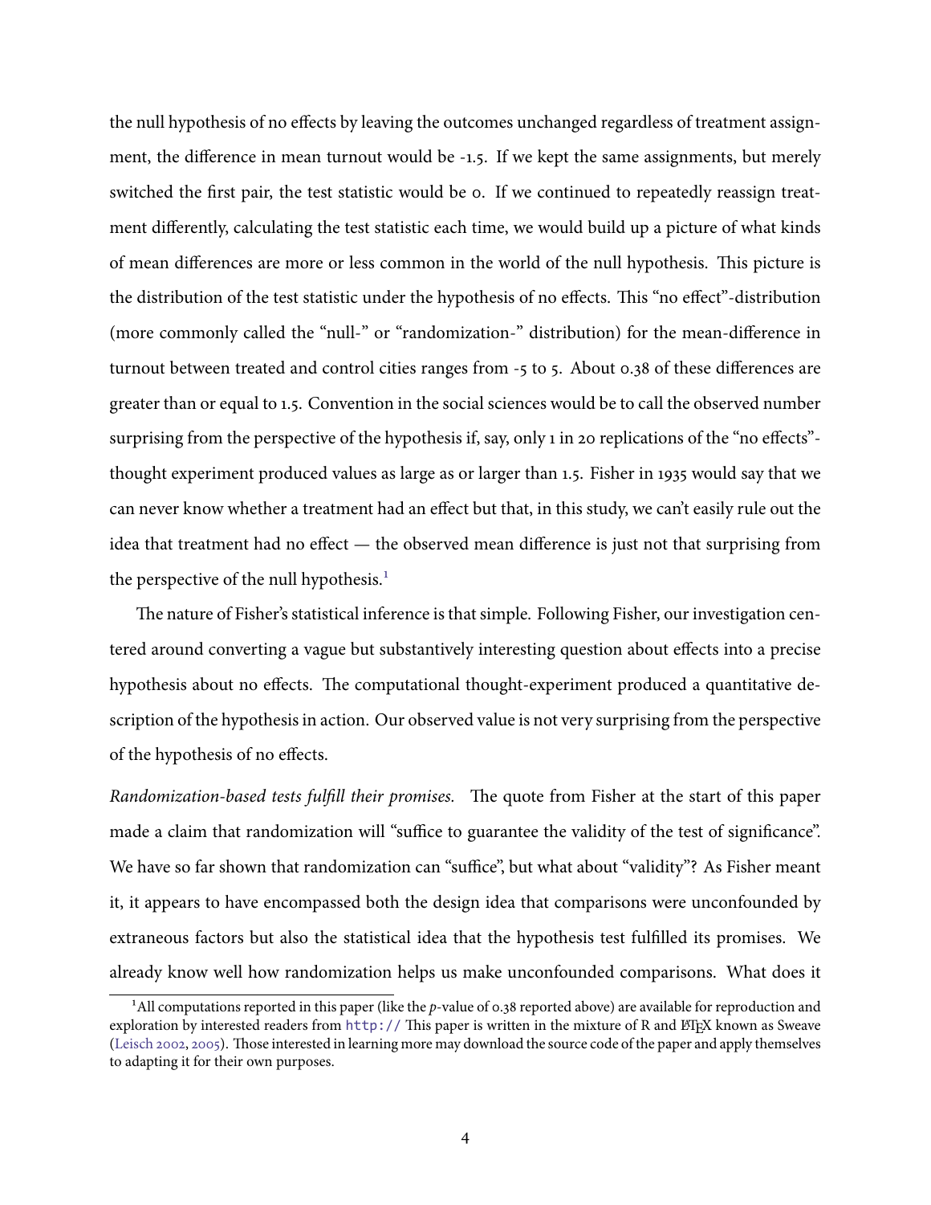the null hypothesis of no effects by leaving the outcomes unchanged regardless of treatment assignment, the difference in mean turnout would be -1.5. If we kept the same assignments, but merely switched the first pair, the test statistic would be 0. If we continued to repeatedly reassign treatment differently, calculating the test statistic each time, we would build up a picture of what kinds of mean differences are more or less common in the world of the null hypothesis. This picture is the distribution of the test statistic under the hypothesis of no effects. This "no effect"-distribution (more commonly called the "null-" or "randomization-" distribution) for the mean-difference in turnout between treated and control cities ranges from -5 to 5. About 0.38 of these differences are greater than or equal to 1.5. Convention in the social sciences would be to call the observed number surprising from the perspective of the hypothesis if, say, only 1 in 20 replications of the "no effects"-thought experiment produced values as large as or larger than 1.5. Fisher in 1935 would say that we can never know whether a treatment had an effect but that, in this study, we can't easily rule out the idea that treatment had no effect — the observed mean difference is just not that surprising from the perspective of the null hypothesis.[1]

The nature of Fisher's statistical inference is that simple. Following Fisher, our investigation centered around converting a vague but substantively interesting question about effects into a precise hypothesis about no effects. The computational thought-experiment produced a quantitative description of the hypothesis in action. Our observed value is not very surprising from the perspective of the hypothesis of no effects.

*Randomization-based tests fulfill their promises.* The quote from Fisher at the start of this paper made a claim that randomization will "suffice to guarantee the validity of the test of significance". We have so far shown that randomization can "suffice", but what about "validity"? As Fisher meant it, it appears to have encompassed both the design idea that comparisons were unconfounded by extraneous factors but also the statistical idea that the hypothesis test fulfilled its promises. We already know well how randomization helps us make unconfounded comparisons. What does it

[1] All computations reported in this paper (like the $p$-value of 0.38 reported above) are available for reproduction and exploration by interested readers from http:// This paper is written in the mixture of R and LaTeX known as Sweave (Leisch 2002, 2005). Those interested in learning more may download the source code of the paper and apply themselves to adapting it for their own purposes.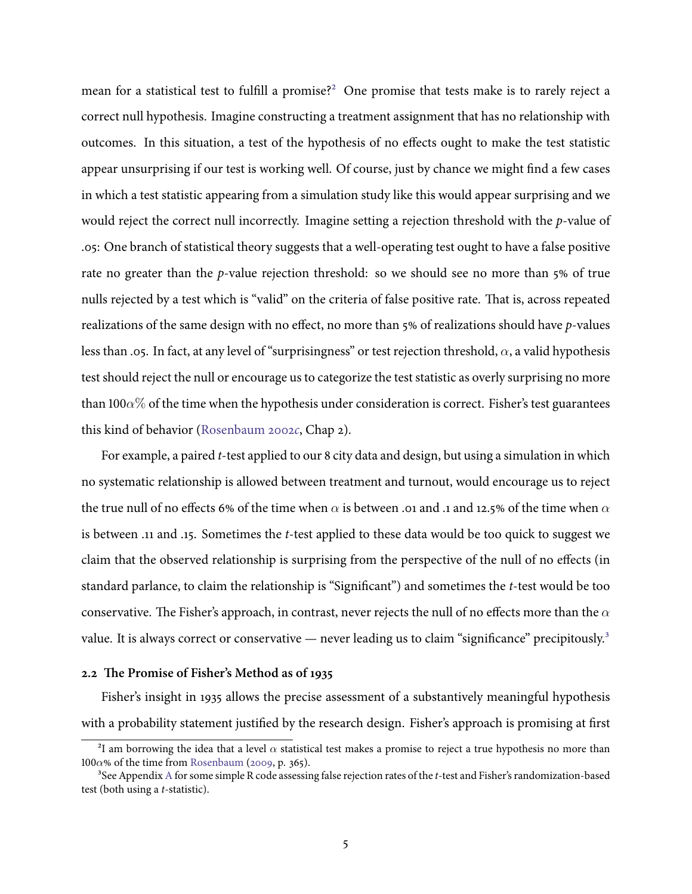mean for a statistical test to fulfill a promise?[2] One promise that tests make is to rarely reject a correct null hypothesis. Imagine constructing a treatment assignment that has no relationship with outcomes. In this situation, a test of the hypothesis of no effects ought to make the test statistic appear unsurprising if our test is working well. Of course, just by chance we might find a few cases in which a test statistic appearing from a simulation study like this would appear surprising and we would reject the correct null incorrectly. Imagine setting a rejection threshold with the *p*-value of .05: One branch of statistical theory suggests that a well-operating test ought to have a false positive rate no greater than the *p*-value rejection threshold: so we should see no more than 5% of true nulls rejected by a test which is "valid" on the criteria of false positive rate. That is, across repeated realizations of the same design with no effect, no more than 5% of realizations should have *p*-values less than .05. In fact, at any level of "surprisingness" or test rejection threshold, $\alpha$, a valid hypothesis test should reject the null or encourage us to categorize the test statistic as overly surprising no more than $100\alpha\%$ of the time when the hypothesis under consideration is correct. Fisher's test guarantees this kind of behavior (Rosenbaum 2002*c*, Chap 2).

For example, a paired *t*-test applied to our 8 city data and design, but using a simulation in which no systematic relationship is allowed between treatment and turnout, would encourage us to reject the true null of no effects 6% of the time when $\alpha$ is between .01 and .1 and 12.5% of the time when $\alpha$ is between .11 and .15. Sometimes the *t*-test applied to these data would be too quick to suggest we claim that the observed relationship is surprising from the perspective of the null of no effects (in standard parlance, to claim the relationship is "Significant") and sometimes the *t*-test would be too conservative. The Fisher's approach, in contrast, never rejects the null of no effects more than the $\alpha$ value. It is always correct or conservative — never leading us to claim "significance" precipitously.[3]

### 2.2 The Promise of Fisher's Method as of 1935

Fisher's insight in 1935 allows the precise assessment of a substantively meaningful hypothesis with a probability statement justified by the research design. Fisher's approach is promising at first

[2] I am borrowing the idea that a level $\alpha$ statistical test makes a promise to reject a true hypothesis no more than $100\alpha\%$ of the time from Rosenbaum (2009, p. 365).

[3] See Appendix A for some simple R code assessing false rejection rates of the *t*-test and Fisher's randomization-based test (both using a *t*-statistic).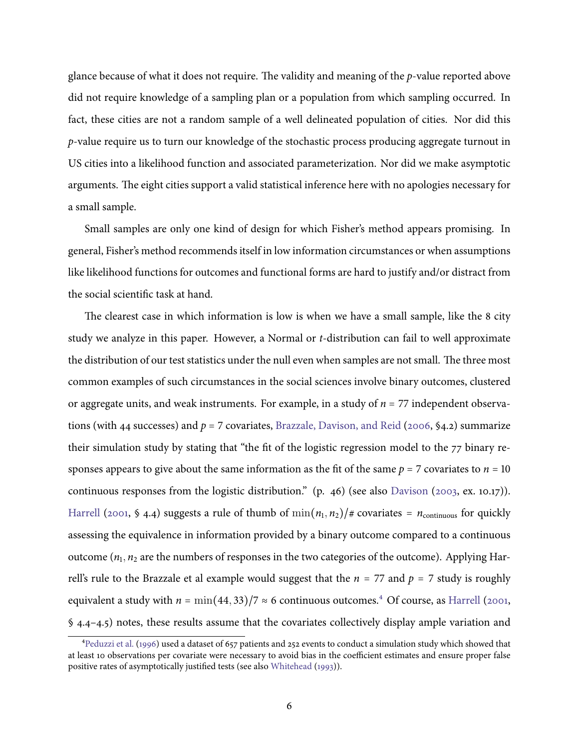glance because of what it does not require. The validity and meaning of the $p$-value reported above did not require knowledge of a sampling plan or a population from which sampling occurred. In fact, these cities are not a random sample of a well delineated population of cities. Nor did this $p$-value require us to turn our knowledge of the stochastic process producing aggregate turnout in US cities into a likelihood function and associated parameterization. Nor did we make asymptotic arguments. The eight cities support a valid statistical inference here with no apologies necessary for a small sample.

Small samples are only one kind of design for which Fisher's method appears promising. In general, Fisher's method recommends itself in low information circumstances or when assumptions like likelihood functions for outcomes and functional forms are hard to justify and/or distract from the social scientific task at hand.

The clearest case in which information is low is when we have a small sample, like the 8 city study we analyze in this paper. However, a Normal or $t$-distribution can fail to well approximate the distribution of our test statistics under the null even when samples are not small. The three most common examples of such circumstances in the social sciences involve binary outcomes, clustered or aggregate units, and weak instruments. For example, in a study of $n = 77$ independent observations (with 44 successes) and $p = 7$ covariates, Brazzale, Davison, and Reid (2006, §4.2) summarize their simulation study by stating that "the fit of the logistic regression model to the 77 binary responses appears to give about the same information as the fit of the same $p = 7$ covariates to $n = 10$ continuous responses from the logistic distribution." (p. 46) (see also Davison (2003, ex. 10.17)). Harrell (2001, § 4.4) suggests a rule of thumb of $\min(n_1, n_2)/\#\text{ covariates} = n_{\text{continuous}}$ for quickly assessing the equivalence in information provided by a binary outcome compared to a continuous outcome ($n_1, n_2$ are the numbers of responses in the two categories of the outcome). Applying Harrell's rule to the Brazzale et al example would suggest that the $n = 77$ and $p = 7$ study is roughly equivalent a study with $n = \min(44, 33)/7 \approx 6$ continuous outcomes.[4] Of course, as Harrell (2001, § 4.4–4.5) notes, these results assume that the covariates collectively display ample variation and

[4] Peduzzi et al. (1996) used a dataset of 657 patients and 252 events to conduct a simulation study which showed that at least 10 observations per covariate were necessary to avoid bias in the coefficient estimates and ensure proper false positive rates of asymptotically justified tests (see also Whitehead (1993)).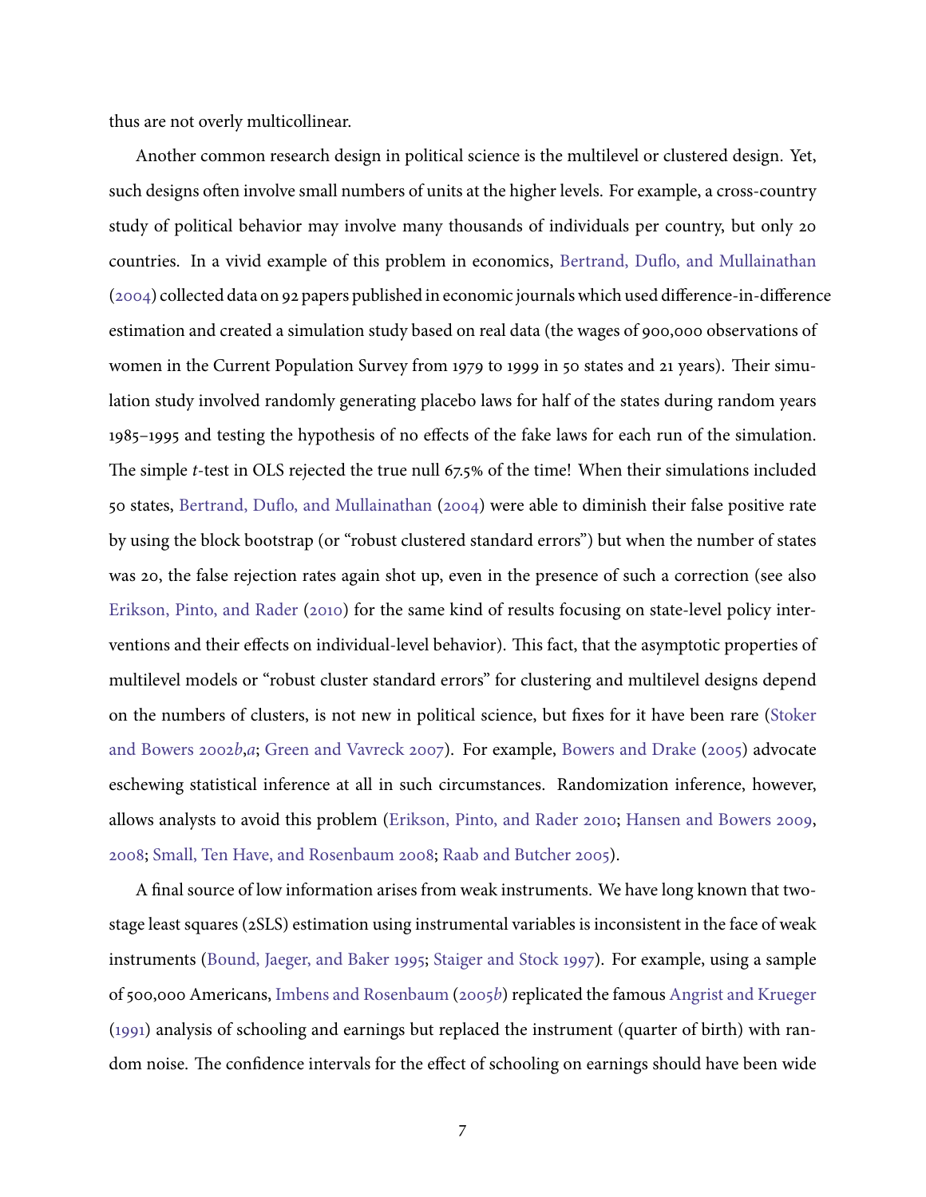thus are not overly multicollinear.

Another common research design in political science is the multilevel or clustered design. Yet, such designs often involve small numbers of units at the higher levels. For example, a cross-country study of political behavior may involve many thousands of individuals per country, but only 20 countries. In a vivid example of this problem in economics, Bertrand, Duflo, and Mullainathan (2004) collected data on 92 papers published in economic journals which used difference-in-difference estimation and created a simulation study based on real data (the wages of 900,000 observations of women in the Current Population Survey from 1979 to 1999 in 50 states and 21 years). Their simulation study involved randomly generating placebo laws for half of the states during random years 1985–1995 and testing the hypothesis of no effects of the fake laws for each run of the simulation. The simple *t*-test in OLS rejected the true null 67.5% of the time! When their simulations included 50 states, Bertrand, Duflo, and Mullainathan (2004) were able to diminish their false positive rate by using the block bootstrap (or "robust clustered standard errors") but when the number of states was 20, the false rejection rates again shot up, even in the presence of such a correction (see also Erikson, Pinto, and Rader (2010) for the same kind of results focusing on state-level policy interventions and their effects on individual-level behavior). This fact, that the asymptotic properties of multilevel models or "robust cluster standard errors" for clustering and multilevel designs depend on the numbers of clusters, is not new in political science, but fixes for it have been rare (Stoker and Bowers 2002*b*,*a*; Green and Vavreck 2007). For example, Bowers and Drake (2005) advocate eschewing statistical inference at all in such circumstances. Randomization inference, however, allows analysts to avoid this problem (Erikson, Pinto, and Rader 2010; Hansen and Bowers 2009, 2008; Small, Ten Have, and Rosenbaum 2008; Raab and Butcher 2005).

A final source of low information arises from weak instruments. We have long known that two-stage least squares (2SLS) estimation using instrumental variables is inconsistent in the face of weak instruments (Bound, Jaeger, and Baker 1995; Staiger and Stock 1997). For example, using a sample of 500,000 Americans, Imbens and Rosenbaum (2005*b*) replicated the famous Angrist and Krueger (1991) analysis of schooling and earnings but replaced the instrument (quarter of birth) with random noise. The confidence intervals for the effect of schooling on earnings should have been wide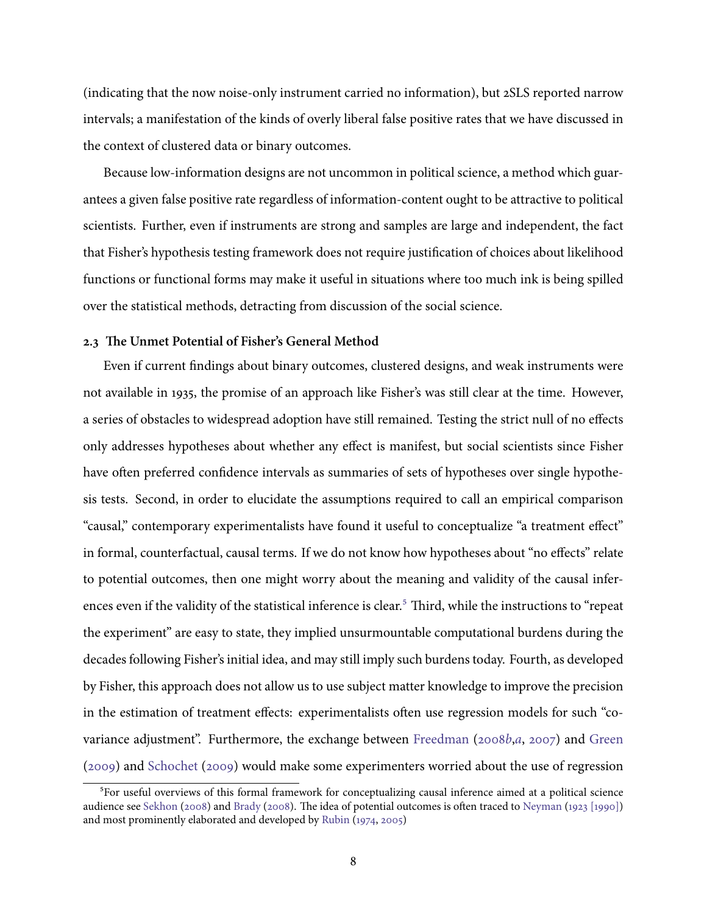(indicating that the now noise-only instrument carried no information), but 2SLS reported narrow intervals; a manifestation of the kinds of overly liberal false positive rates that we have discussed in the context of clustered data or binary outcomes.

Because low-information designs are not uncommon in political science, a method which guarantees a given false positive rate regardless of information-content ought to be attractive to political scientists. Further, even if instruments are strong and samples are large and independent, the fact that Fisher's hypothesis testing framework does not require justification of choices about likelihood functions or functional forms may make it useful in situations where too much ink is being spilled over the statistical methods, detracting from discussion of the social science.

### 2.3 The Unmet Potential of Fisher's General Method

Even if current findings about binary outcomes, clustered designs, and weak instruments were not available in 1935, the promise of an approach like Fisher's was still clear at the time. However, a series of obstacles to widespread adoption have still remained. Testing the strict null of no effects only addresses hypotheses about whether any effect is manifest, but social scientists since Fisher have often preferred confidence intervals as summaries of sets of hypotheses over single hypothesis tests. Second, in order to elucidate the assumptions required to call an empirical comparison "causal," contemporary experimentalists have found it useful to conceptualize "a treatment effect" in formal, counterfactual, causal terms. If we do not know how hypotheses about "no effects" relate to potential outcomes, then one might worry about the meaning and validity of the causal inferences even if the validity of the statistical inference is clear.[5] Third, while the instructions to "repeat the experiment" are easy to state, they implied unsurmountable computational burdens during the decades following Fisher's initial idea, and may still imply such burdens today. Fourth, as developed by Fisher, this approach does not allow us to use subject matter knowledge to improve the precision in the estimation of treatment effects: experimentalists often use regression models for such "covariance adjustment". Furthermore, the exchange between Freedman (2008*b*,*a*, 2007) and Green (2009) and Schochet (2009) would make some experimenters worried about the use of regression

[5] For useful overviews of this formal framework for conceptualizing causal inference aimed at a political science audience see Sekhon (2008) and Brady (2008). The idea of potential outcomes is often traced to Neyman (1923 [1990]) and most prominently elaborated and developed by Rubin (1974, 2005)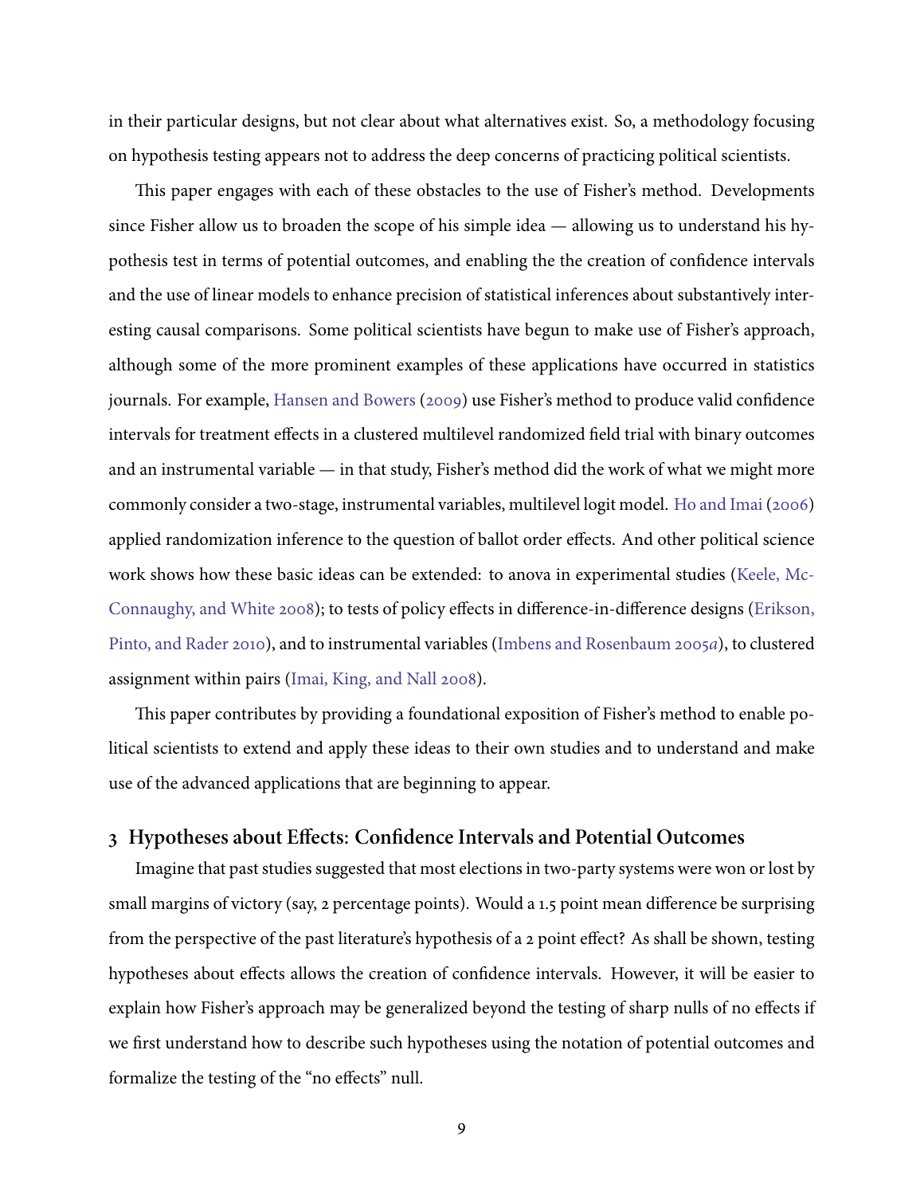in their particular designs, but not clear about what alternatives exist. So, a methodology focusing on hypothesis testing appears not to address the deep concerns of practicing political scientists.

This paper engages with each of these obstacles to the use of Fisher's method. Developments since Fisher allow us to broaden the scope of his simple idea — allowing us to understand his hypothesis test in terms of potential outcomes, and enabling the the creation of confidence intervals and the use of linear models to enhance precision of statistical inferences about substantively interesting causal comparisons. Some political scientists have begun to make use of Fisher's approach, although some of the more prominent examples of these applications have occurred in statistics journals. For example, Hansen and Bowers (2009) use Fisher's method to produce valid confidence intervals for treatment effects in a clustered multilevel randomized field trial with binary outcomes and an instrumental variable — in that study, Fisher's method did the work of what we might more commonly consider a two-stage, instrumental variables, multilevel logit model. Ho and Imai (2006) applied randomization inference to the question of ballot order effects. And other political science work shows how these basic ideas can be extended: to anova in experimental studies (Keele, McConnaughy, and White 2008); to tests of policy effects in difference-in-difference designs (Erikson, Pinto, and Rader 2010), and to instrumental variables (Imbens and Rosenbaum 2005*a*), to clustered assignment within pairs (Imai, King, and Nall 2008).

This paper contributes by providing a foundational exposition of Fisher's method to enable political scientists to extend and apply these ideas to their own studies and to understand and make use of the advanced applications that are beginning to appear.

## 3 Hypotheses about Effects: Confidence Intervals and Potential Outcomes

Imagine that past studies suggested that most elections in two-party systems were won or lost by small margins of victory (say, 2 percentage points). Would a 1.5 point mean difference be surprising from the perspective of the past literature's hypothesis of a 2 point effect? As shall be shown, testing hypotheses about effects allows the creation of confidence intervals. However, it will be easier to explain how Fisher's approach may be generalized beyond the testing of sharp nulls of no effects if we first understand how to describe such hypotheses using the notation of potential outcomes and formalize the testing of the "no effects" null.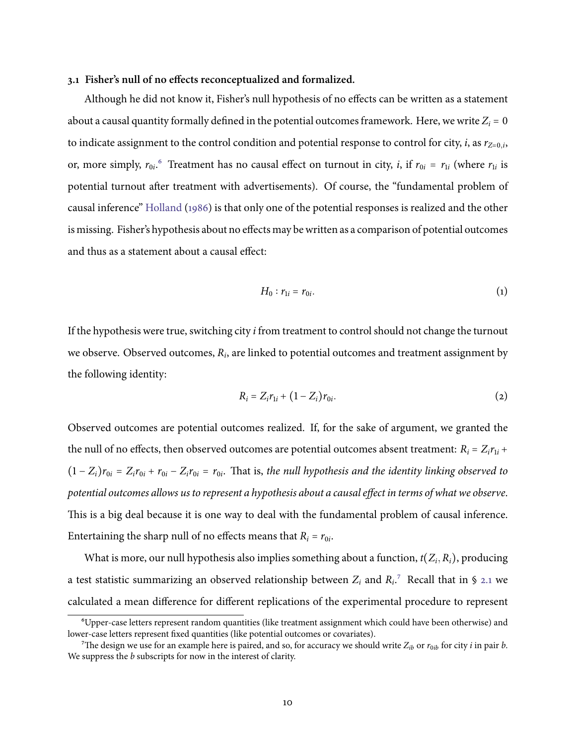### 3.1 Fisher's null of no effects reconceptualized and formalized.

Although he did not know it, Fisher's null hypothesis of no effects can be written as a statement about a causal quantity formally defined in the potential outcomes framework. Here, we write $Z_i = 0$ to indicate assignment to the control condition and potential response to control for city, $i$, as $r_{Z=0,i}$, or, more simply, $r_{0i}$.[6] Treatment has no causal effect on turnout in city, $i$, if $r_{0i} = r_{1i}$ (where $r_{1i}$ is potential turnout after treatment with advertisements). Of course, the "fundamental problem of causal inference" Holland (1986) is that only one of the potential responses is realized and the other is missing. Fisher's hypothesis about no effects may be written as a comparison of potential outcomes and thus as a statement about a causal effect:

$$H_0 : r_{1i} = r_{0i}. \tag{1}$$

If the hypothesis were true, switching city $i$ from treatment to control should not change the turnout we observe. Observed outcomes, $R_i$, are linked to potential outcomes and treatment assignment by the following identity:

$$R_i = Z_i r_{1i} + (1 - Z_i) r_{0i}. \tag{2}$$

Observed outcomes are potential outcomes realized. If, for the sake of argument, we granted the the null of no effects, then observed outcomes are potential outcomes absent treatment: $R_i = Z_i r_{1i} + (1 - Z_i) r_{0i} = Z_i r_{0i} + r_{0i} - Z_i r_{0i} = r_{0i}$. That is, *the null hypothesis and the identity linking observed to potential outcomes allows us to represent a hypothesis about a causal effect in terms of what we observe.* This is a big deal because it is one way to deal with the fundamental problem of causal inference. Entertaining the sharp null of no effects means that $R_i = r_{0i}$.

What is more, our null hypothesis also implies something about a function, $t(Z_i, R_i)$, producing a test statistic summarizing an observed relationship between $Z_i$ and $R_i$.[7] Recall that in § 2.1 we calculated a mean difference for different replications of the experimental procedure to represent

[6] Upper-case letters represent random quantities (like treatment assignment which could have been otherwise) and lower-case letters represent fixed quantities (like potential outcomes or covariates).

[7] The design we use for an example here is paired, and so, for accuracy we should write $Z_{ib}$ or $r_{0ib}$ for city $i$ in pair $b$. We suppress the $b$ subscripts for now in the interest of clarity.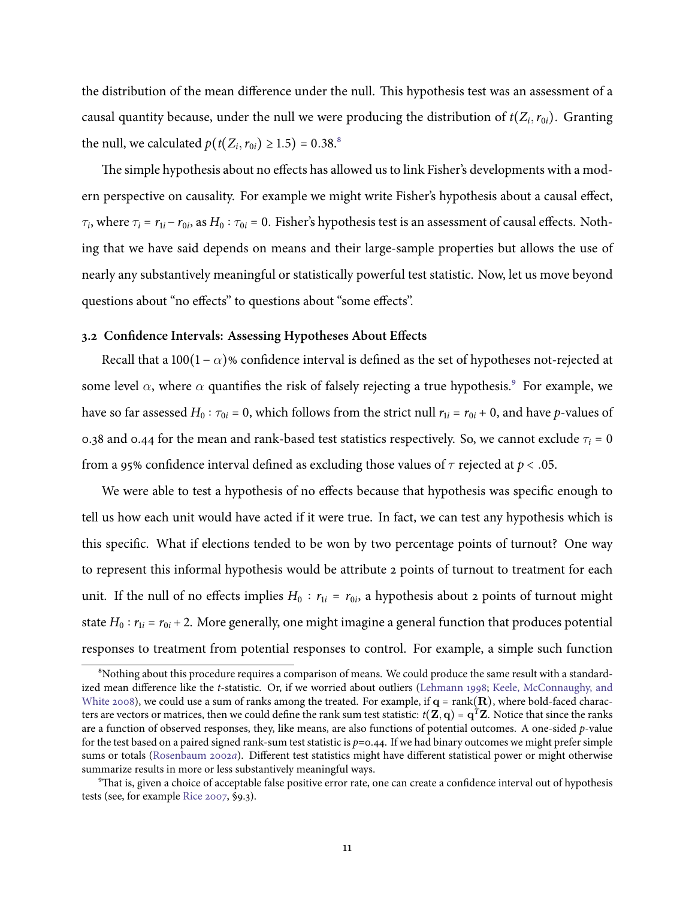the distribution of the mean difference under the null. This hypothesis test was an assessment of a causal quantity because, under the null we were producing the distribution of $t(Z_i, r_{0i})$. Granting the null, we calculated $p(t(Z_i, r_{0i}) \geq 1.5) = 0.38$.[8]

The simple hypothesis about no effects has allowed us to link Fisher's developments with a modern perspective on causality. For example we might write Fisher's hypothesis about a causal effect, $\tau_i$, where $\tau_i = r_{1i} - r_{0i}$, as $H_0 : \tau_{0i} = 0$. Fisher's hypothesis test is an assessment of causal effects. Nothing that we have said depends on means and their large-sample properties but allows the use of nearly any substantively meaningful or statistically powerful test statistic. Now, let us move beyond questions about "no effects" to questions about "some effects".

### 3.2 Confidence Intervals: Assessing Hypotheses About Effects

Recall that a $100(1 - \alpha)$% confidence interval is defined as the set of hypotheses not-rejected at some level $\alpha$, where $\alpha$ quantifies the risk of falsely rejecting a true hypothesis.[9] For example, we have so far assessed $H_0 : \tau_{0i} = 0$, which follows from the strict null $r_{1i} = r_{0i} + 0$, and have $p$-values of 0.38 and 0.44 for the mean and rank-based test statistics respectively. So, we cannot exclude $\tau_i = 0$ from a 95% confidence interval defined as excluding those values of $\tau$ rejected at $p < .05$.

We were able to test a hypothesis of no effects because that hypothesis was specific enough to tell us how each unit would have acted if it were true. In fact, we can test any hypothesis which is this specific. What if elections tended to be won by two percentage points of turnout? One way to represent this informal hypothesis would be attribute 2 points of turnout to treatment for each unit. If the null of no effects implies $H_0 : r_{1i} = r_{0i}$, a hypothesis about 2 points of turnout might state $H_0 : r_{1i} = r_{0i} + 2$. More generally, one might imagine a general function that produces potential responses to treatment from potential responses to control. For example, a simple such function

---

[8] Nothing about this procedure requires a comparison of means. We could produce the same result with a standardized mean difference like the $t$-statistic. Or, if we worried about outliers (Lehmann 1998; Keele, McConnaughy, and White 2008), we could use a sum of ranks among the treated. For example, if $\mathbf{q} = \text{rank}(\mathbf{R})$, where bold-faced characters are vectors or matrices, then we could define the rank sum test statistic: $t(\mathbf{Z}, \mathbf{q}) = \mathbf{q}^T\mathbf{Z}$. Notice that since the ranks are a function of observed responses, they, like means, are also functions of potential outcomes. A one-sided $p$-value for the test based on a paired signed rank-sum test statistic is $p$=0.44. If we had binary outcomes we might prefer simple sums or totals (Rosenbaum 2002*a*). Different test statistics might have different statistical power or might otherwise summarize results in more or less substantively meaningful ways.

[9] That is, given a choice of acceptable false positive error rate, one can create a confidence interval out of hypothesis tests (see, for example Rice 2007, §9.3).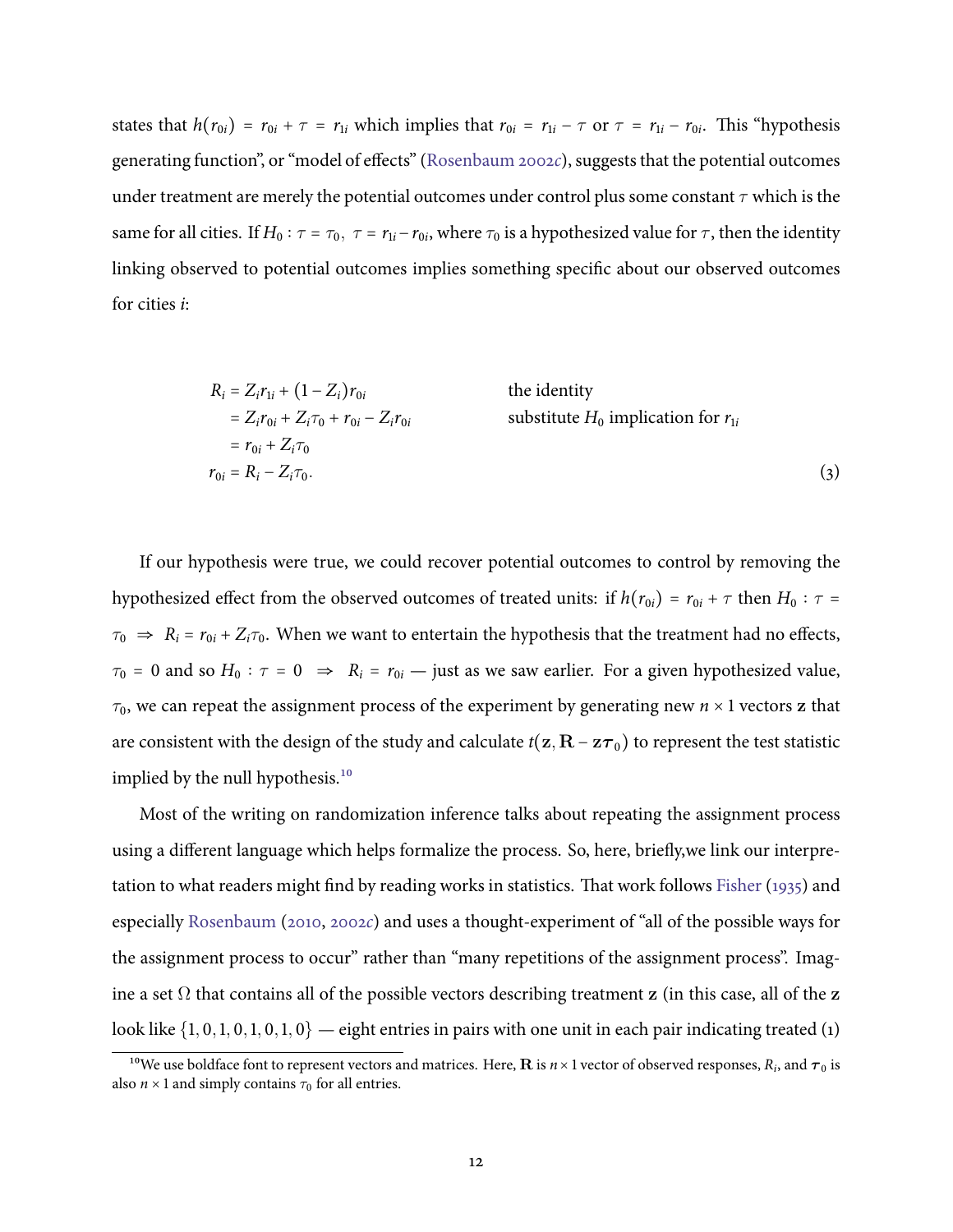states that $h(r_{0i}) = r_{0i} + \tau = r_{1i}$ which implies that $r_{0i} = r_{1i} - \tau$ or $\tau = r_{1i} - r_{0i}$. This "hypothesis generating function", or "model of effects" (Rosenbaum 2002c), suggests that the potential outcomes under treatment are merely the potential outcomes under control plus some constant $\tau$ which is the same for all cities. If $H_0 : \tau = \tau_0,\ \tau = r_{1i} - r_{0i}$, where $\tau_0$ is a hypothesized value for $\tau$, then the identity linking observed to potential outcomes implies something specific about our observed outcomes for cities $i$:

$$
\begin{aligned}
R_i &= Z_i r_{1i} + (1 - Z_i) r_{0i} && \text{the identity} \\
&= Z_i r_{0i} + Z_i \tau_0 + r_{0i} - Z_i r_{0i} && \text{substitute } H_0 \text{ implication for } r_{1i} \\
&= r_{0i} + Z_i \tau_0 \\
r_{0i} &= R_i - Z_i \tau_0. && (3)
\end{aligned}
$$

If our hypothesis were true, we could recover potential outcomes to control by removing the hypothesized effect from the observed outcomes of treated units: if $h(r_{0i}) = r_{0i} + \tau$ then $H_0 : \tau = \tau_0 \ \Rightarrow\ R_i = r_{0i} + Z_i \tau_0$. When we want to entertain the hypothesis that the treatment had no effects, $\tau_0 = 0$ and so $H_0 : \tau = 0 \ \Rightarrow\ R_i = r_{0i}$ — just as we saw earlier. For a given hypothesized value, $\tau_0$, we can repeat the assignment process of the experiment by generating new $n \times 1$ vectors $\mathbf{z}$ that are consistent with the design of the study and calculate $t(\mathbf{z}, \mathbf{R} - \mathbf{z}\boldsymbol{\tau}_0)$ to represent the test statistic implied by the null hypothesis.[10]

Most of the writing on randomization inference talks about repeating the assignment process using a different language which helps formalize the process. So, here, briefly,we link our interpretation to what readers might find by reading works in statistics. That work follows Fisher (1935) and especially Rosenbaum (2010, 2002c) and uses a thought-experiment of "all of the possible ways for the assignment process to occur" rather than "many repetitions of the assignment process". Imagine a set $\Omega$ that contains all of the possible vectors describing treatment $\mathbf{z}$ (in this case, all of the $\mathbf{z}$ look like $\{1, 0, 1, 0, 1, 0, 1, 0\}$ — eight entries in pairs with one unit in each pair indicating treated (1)

[10] We use boldface font to represent vectors and matrices. Here, $\mathbf{R}$ is $n \times 1$ vector of observed responses, $R_i$, and $\boldsymbol{\tau}_0$ is also $n \times 1$ and simply contains $\tau_0$ for all entries.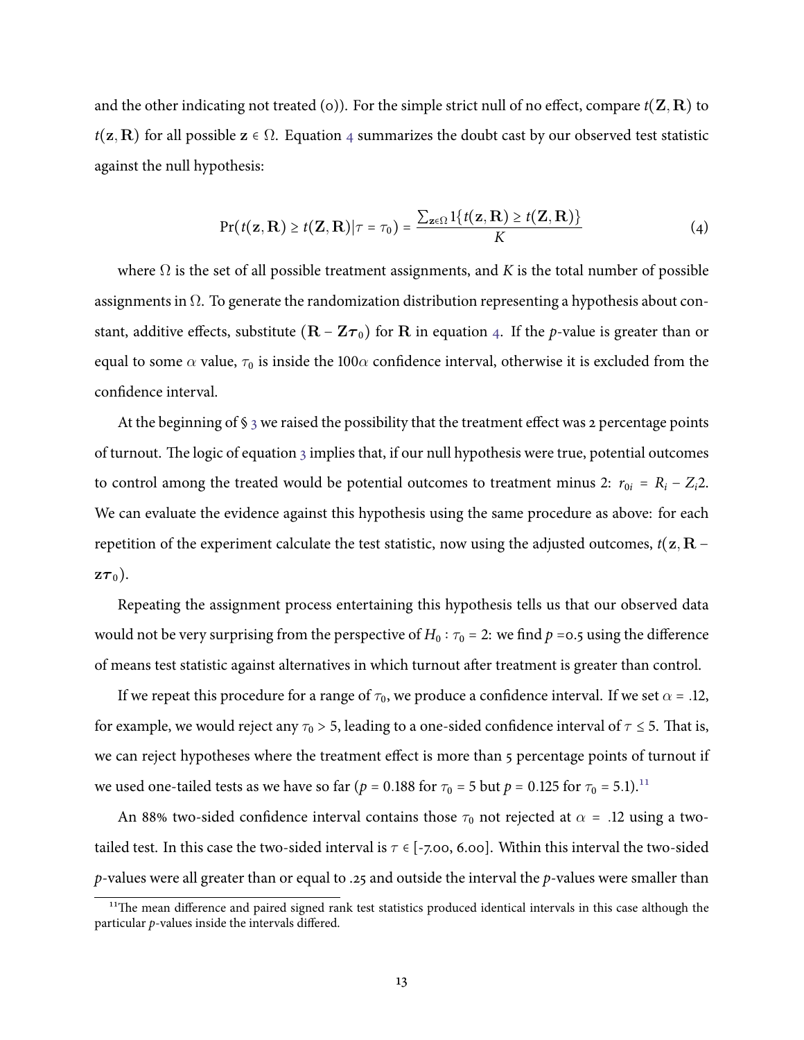and the other indicating not treated (0)). For the simple strict null of no effect, compare $t(\mathbf{Z}, \mathbf{R})$ to $t(\mathbf{z}, \mathbf{R})$ for all possible $\mathbf{z} \in \Omega$. Equation 4 summarizes the doubt cast by our observed test statistic against the null hypothesis:

$$\Pr(t(\mathbf{z}, \mathbf{R}) \geq t(\mathbf{Z}, \mathbf{R}) | \tau = \tau_0) = \frac{\sum_{\mathbf{z} \in \Omega} 1\{t(\mathbf{z}, \mathbf{R}) \geq t(\mathbf{Z}, \mathbf{R})\}}{K} \tag{4}$$

where $\Omega$ is the set of all possible treatment assignments, and $K$ is the total number of possible assignments in $\Omega$. To generate the randomization distribution representing a hypothesis about constant, additive effects, substitute $(\mathbf{R} - \mathbf{Z}\boldsymbol{\tau}_0)$ for $\mathbf{R}$ in equation 4. If the $p$-value is greater than or equal to some $\alpha$ value, $\tau_0$ is inside the $100\alpha$ confidence interval, otherwise it is excluded from the confidence interval.

At the beginning of § 3 we raised the possibility that the treatment effect was 2 percentage points of turnout. The logic of equation 3 implies that, if our null hypothesis were true, potential outcomes to control among the treated would be potential outcomes to treatment minus 2: $r_{0i} = R_i - Z_i 2$. We can evaluate the evidence against this hypothesis using the same procedure as above: for each repetition of the experiment calculate the test statistic, now using the adjusted outcomes, $t(\mathbf{z}, \mathbf{R} - \mathbf{z}\boldsymbol{\tau}_0)$.

Repeating the assignment process entertaining this hypothesis tells us that our observed data would not be very surprising from the perspective of $H_0 : \tau_0 = 2$: we find $p$ =0.5 using the difference of means test statistic against alternatives in which turnout after treatment is greater than control.

If we repeat this procedure for a range of $\tau_0$, we produce a confidence interval. If we set $\alpha = .12$, for example, we would reject any $\tau_0 > 5$, leading to a one-sided confidence interval of $\tau \leq 5$. That is, we can reject hypotheses where the treatment effect is more than 5 percentage points of turnout if we used one-tailed tests as we have so far ($p = 0.188$ for $\tau_0 = 5$ but $p = 0.125$ for $\tau_0 = 5.1$).[11]

An 88% two-sided confidence interval contains those $\tau_0$ not rejected at $\alpha = .12$ using a two-tailed test. In this case the two-sided interval is $\tau \in [-7.00, 6.00]$. Within this interval the two-sided $p$-values were all greater than or equal to .25 and outside the interval the $p$-values were smaller than

[11] The mean difference and paired signed rank test statistics produced identical intervals in this case although the particular $p$-values inside the intervals differed.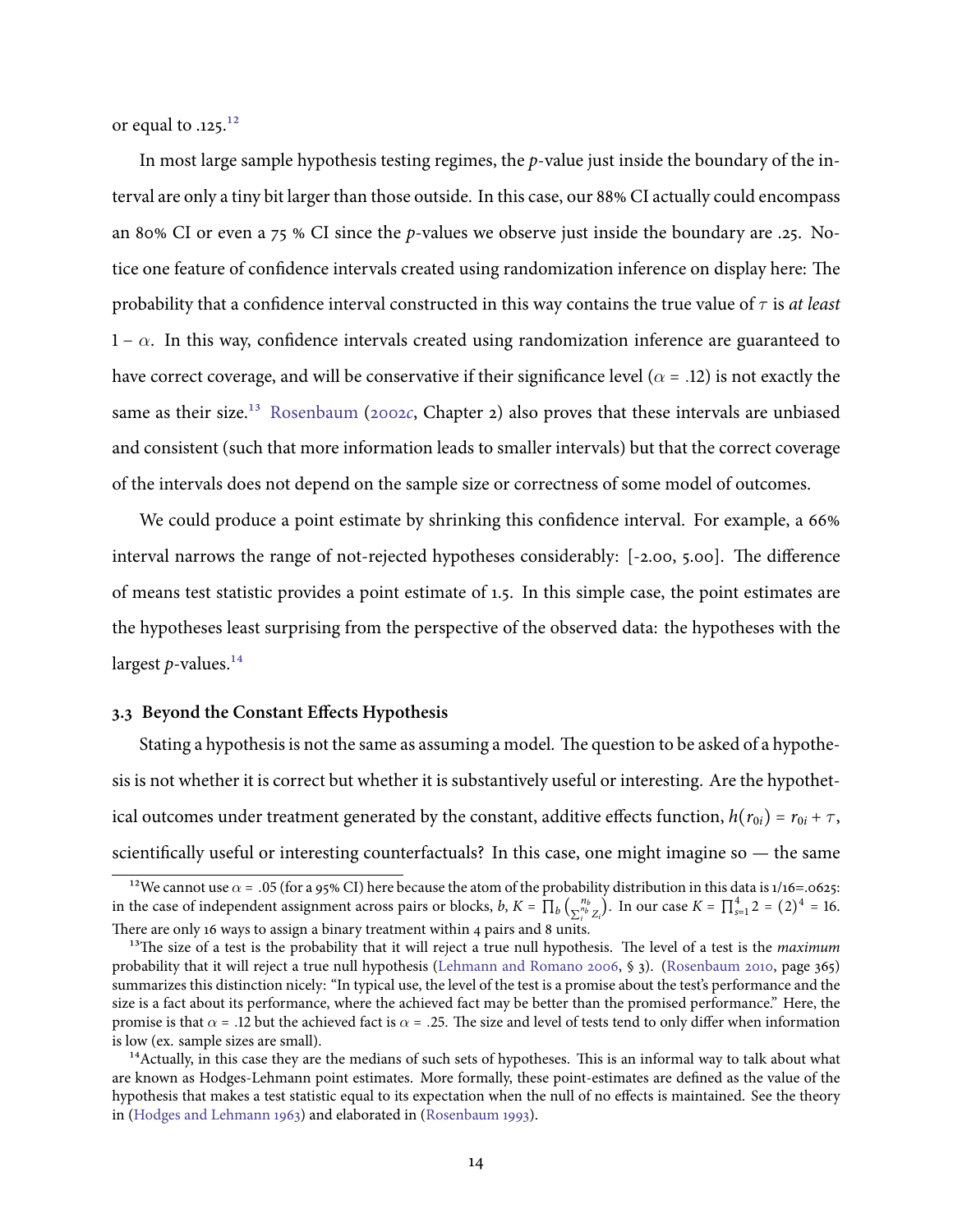or equal to .125.[12]

In most large sample hypothesis testing regimes, the $p$-value just inside the boundary of the interval are only a tiny bit larger than those outside. In this case, our 88% CI actually could encompass an 80% CI or even a 75 % CI since the $p$-values we observe just inside the boundary are .25. Notice one feature of confidence intervals created using randomization inference on display here: The probability that a confidence interval constructed in this way contains the true value of $\tau$ is *at least* $1 - \alpha$. In this way, confidence intervals created using randomization inference are guaranteed to have correct coverage, and will be conservative if their significance level ($\alpha = .12$) is not exactly the same as their size.[13] Rosenbaum (2002*c*, Chapter 2) also proves that these intervals are unbiased and consistent (such that more information leads to smaller intervals) but that the correct coverage of the intervals does not depend on the sample size or correctness of some model of outcomes.

We could produce a point estimate by shrinking this confidence interval. For example, a 66% interval narrows the range of not-rejected hypotheses considerably: [-2.00, 5.00]. The difference of means test statistic provides a point estimate of 1.5. In this simple case, the point estimates are the hypotheses least surprising from the perspective of the observed data: the hypotheses with the largest $p$-values.[14]

### 3.3 Beyond the Constant Effects Hypothesis

Stating a hypothesis is not the same as assuming a model. The question to be asked of a hypothesis is not whether it is correct but whether it is substantively useful or interesting. Are the hypothetical outcomes under treatment generated by the constant, additive effects function, $h(r_{0i}) = r_{0i} + \tau$, scientifically useful or interesting counterfactuals? In this case, one might imagine so — the same

---

[12] We cannot use $\alpha = .05$ (for a 95% CI) here because the atom of the probability distribution in this data is 1/16=.0625: in the case of independent assignment across pairs or blocks, $b$, $K = \prod_b \binom{n_b}{\sum_i^{n_b} Z_i}$. In our case $K = \prod_{s=1}^{4} 2 = (2)^4 = 16$. There are only 16 ways to assign a binary treatment within 4 pairs and 8 units.

[13] The size of a test is the probability that it will reject a true null hypothesis. The level of a test is the *maximum* probability that it will reject a true null hypothesis (Lehmann and Romano 2006, § 3). (Rosenbaum 2010, page 365) summarizes this distinction nicely: "In typical use, the level of the test is a promise about the test's performance and the size is a fact about its performance, where the achieved fact may be better than the promised performance." Here, the promise is that $\alpha = .12$ but the achieved fact is $\alpha = .25$. The size and level of tests tend to only differ when information is low (ex. sample sizes are small).

[14] Actually, in this case they are the medians of such sets of hypotheses. This is an informal way to talk about what are known as Hodges-Lehmann point estimates. More formally, these point-estimates are defined as the value of the hypothesis that makes a test statistic equal to its expectation when the null of no effects is maintained. See the theory in (Hodges and Lehmann 1963) and elaborated in (Rosenbaum 1993).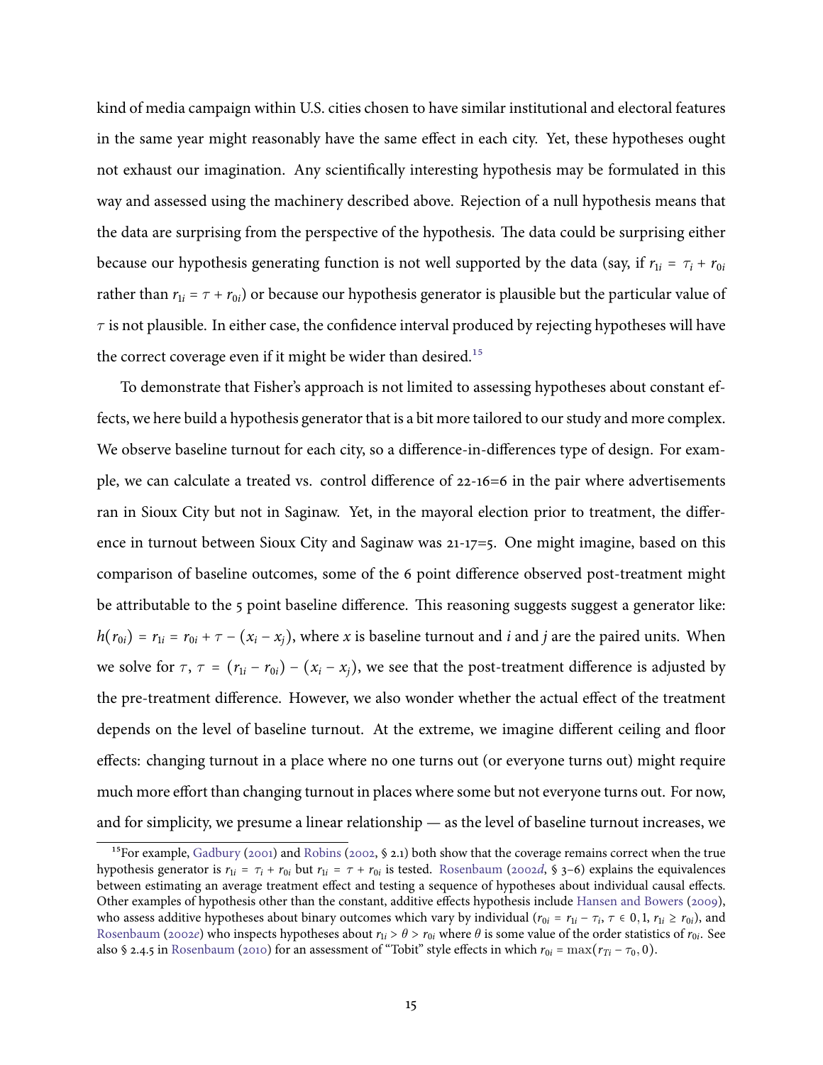kind of media campaign within U.S. cities chosen to have similar institutional and electoral features in the same year might reasonably have the same effect in each city. Yet, these hypotheses ought not exhaust our imagination. Any scientifically interesting hypothesis may be formulated in this way and assessed using the machinery described above. Rejection of a null hypothesis means that the data are surprising from the perspective of the hypothesis. The data could be surprising either because our hypothesis generating function is not well supported by the data (say, if $r_{1i} = \tau_i + r_{0i}$ rather than $r_{1i} = \tau + r_{0i}$) or because our hypothesis generator is plausible but the particular value of $\tau$ is not plausible. In either case, the confidence interval produced by rejecting hypotheses will have the correct coverage even if it might be wider than desired.[15]

To demonstrate that Fisher's approach is not limited to assessing hypotheses about constant effects, we here build a hypothesis generator that is a bit more tailored to our study and more complex. We observe baseline turnout for each city, so a difference-in-differences type of design. For example, we can calculate a treated vs. control difference of 22-16=6 in the pair where advertisements ran in Sioux City but not in Saginaw. Yet, in the mayoral election prior to treatment, the difference in turnout between Sioux City and Saginaw was 21-17=5. One might imagine, based on this comparison of baseline outcomes, some of the 6 point difference observed post-treatment might be attributable to the 5 point baseline difference. This reasoning suggests suggest a generator like: $h(r_{0i}) = r_{1i} = r_{0i} + \tau - (x_i - x_j)$, where $x$ is baseline turnout and $i$ and $j$ are the paired units. When we solve for $\tau$, $\tau = (r_{1i} - r_{0i}) - (x_i - x_j)$, we see that the post-treatment difference is adjusted by the pre-treatment difference. However, we also wonder whether the actual effect of the treatment depends on the level of baseline turnout. At the extreme, we imagine different ceiling and floor effects: changing turnout in a place where no one turns out (or everyone turns out) might require much more effort than changing turnout in places where some but not everyone turns out. For now, and for simplicity, we presume a linear relationship — as the level of baseline turnout increases, we

[15] For example, Gadbury (2001) and Robins (2002, § 2.1) both show that the coverage remains correct when the true hypothesis generator is $r_{1i} = \tau_i + r_{0i}$ but $r_{1i} = \tau + r_{0i}$ is tested. Rosenbaum (2002*d*, § 3–6) explains the equivalences between estimating an average treatment effect and testing a sequence of hypotheses about individual causal effects. Other examples of hypothesis other than the constant, additive effects hypothesis include Hansen and Bowers (2009), who assess additive hypotheses about binary outcomes which vary by individual ($r_{0i} = r_{1i} - \tau_i$, $\tau \in 0, 1$, $r_{1i} \geq r_{0i}$), and Rosenbaum (2002*e*) who inspects hypotheses about $r_{1i} > \theta > r_{0i}$ where $\theta$ is some value of the order statistics of $r_{0i}$. See also § 2.4.5 in Rosenbaum (2010) for an assessment of "Tobit" style effects in which $r_{0i} = \max(r_{Ti} - \tau_0, 0)$.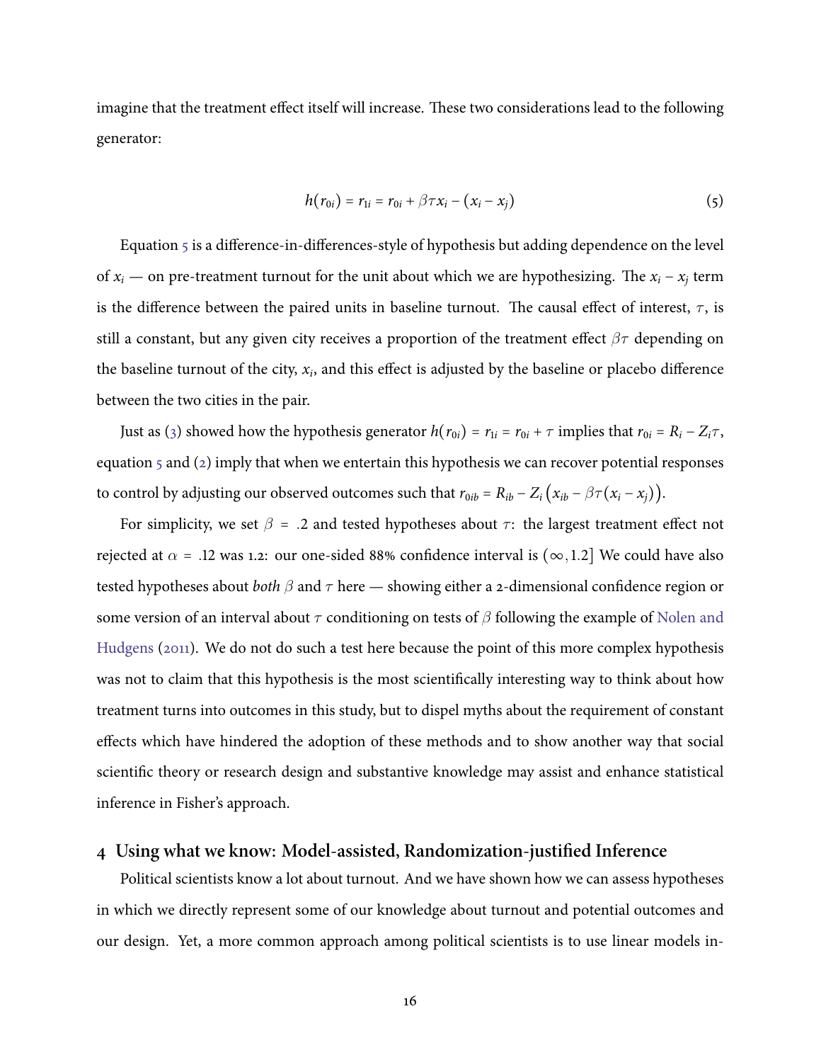imagine that the treatment effect itself will increase. These two considerations lead to the following generator:

$$h(r_{0i}) = r_{1i} = r_{0i} + \beta\tau x_i - (x_i - x_j) \tag{5}$$

Equation 5 is a difference-in-differences-style of hypothesis but adding dependence on the level of $x_i$ — on pre-treatment turnout for the unit about which we are hypothesizing. The $x_i - x_j$ term is the difference between the paired units in baseline turnout. The causal effect of interest, $\tau$, is still a constant, but any given city receives a proportion of the treatment effect $\beta\tau$ depending on the baseline turnout of the city, $x_i$, and this effect is adjusted by the baseline or placebo difference between the two cities in the pair.

Just as (3) showed how the hypothesis generator $h(r_{0i}) = r_{1i} = r_{0i} + \tau$ implies that $r_{0i} = R_i - Z_i\tau$, equation 5 and (2) imply that when we entertain this hypothesis we can recover potential responses to control by adjusting our observed outcomes such that $r_{0ib} = R_{ib} - Z_i\left(x_{ib} - \beta\tau(x_i - x_j)\right)$.

For simplicity, we set $\beta = .2$ and tested hypotheses about $\tau$: the largest treatment effect not rejected at $\alpha = .12$ was 1.2: our one-sided 88% confidence interval is $(\infty, 1.2]$ We could have also tested hypotheses about *both* $\beta$ and $\tau$ here — showing either a 2-dimensional confidence region or some version of an interval about $\tau$ conditioning on tests of $\beta$ following the example of Nolen and Hudgens (2011). We do not do such a test here because the point of this more complex hypothesis was not to claim that this hypothesis is the most scientifically interesting way to think about how treatment turns into outcomes in this study, but to dispel myths about the requirement of constant effects which have hindered the adoption of these methods and to show another way that social scientific theory or research design and substantive knowledge may assist and enhance statistical inference in Fisher's approach.

## 4 Using what we know: Model-assisted, Randomization-justified Inference

Political scientists know a lot about turnout. And we have shown how we can assess hypotheses in which we directly represent some of our knowledge about turnout and potential outcomes and our design. Yet, a more common approach among political scientists is to use linear models in-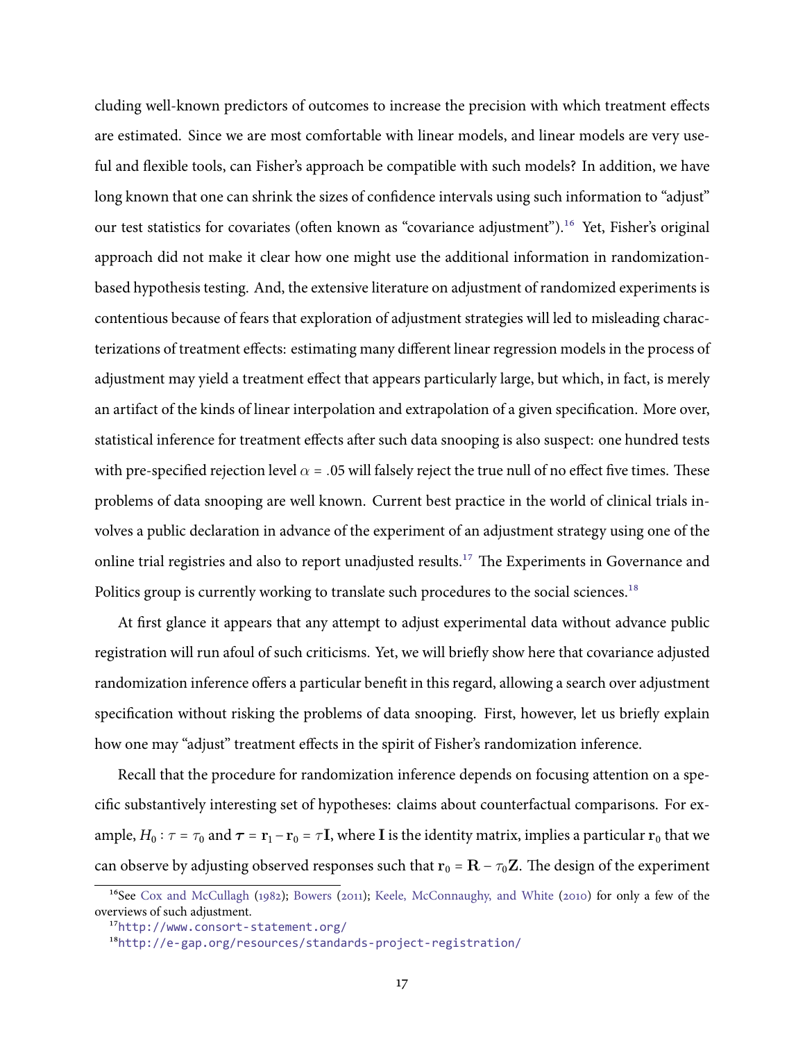cluding well-known predictors of outcomes to increase the precision with which treatment effects are estimated. Since we are most comfortable with linear models, and linear models are very useful and flexible tools, can Fisher's approach be compatible with such models? In addition, we have long known that one can shrink the sizes of confidence intervals using such information to "adjust" our test statistics for covariates (often known as "covariance adjustment").[16] Yet, Fisher's original approach did not make it clear how one might use the additional information in randomization-based hypothesis testing. And, the extensive literature on adjustment of randomized experiments is contentious because of fears that exploration of adjustment strategies will led to misleading characterizations of treatment effects: estimating many different linear regression models in the process of adjustment may yield a treatment effect that appears particularly large, but which, in fact, is merely an artifact of the kinds of linear interpolation and extrapolation of a given specification. More over, statistical inference for treatment effects after such data snooping is also suspect: one hundred tests with pre-specified rejection level $\alpha = .05$ will falsely reject the true null of no effect five times. These problems of data snooping are well known. Current best practice in the world of clinical trials involves a public declaration in advance of the experiment of an adjustment strategy using one of the online trial registries and also to report unadjusted results.[17] The Experiments in Governance and Politics group is currently working to translate such procedures to the social sciences.[18]

At first glance it appears that any attempt to adjust experimental data without advance public registration will run afoul of such criticisms. Yet, we will briefly show here that covariance adjusted randomization inference offers a particular benefit in this regard, allowing a search over adjustment specification without risking the problems of data snooping. First, however, let us briefly explain how one may "adjust" treatment effects in the spirit of Fisher's randomization inference.

Recall that the procedure for randomization inference depends on focusing attention on a specific substantively interesting set of hypotheses: claims about counterfactual comparisons. For example, $H_0 : \tau = \tau_0$ and $\boldsymbol{\tau} = \mathbf{r}_1 - \mathbf{r}_0 = \tau\mathbf{I}$, where $\mathbf{I}$ is the identity matrix, implies a particular $\mathbf{r}_0$ that we can observe by adjusting observed responses such that $\mathbf{r}_0 = \mathbf{R} - \tau_0\mathbf{Z}$. The design of the experiment

---

[16] See Cox and McCullagh (1982); Bowers (2011); Keele, McConnaughy, and White (2010) for only a few of the overviews of such adjustment.

[17] http://www.consort-statement.org/

[18] http://e-gap.org/resources/standards-project-registration/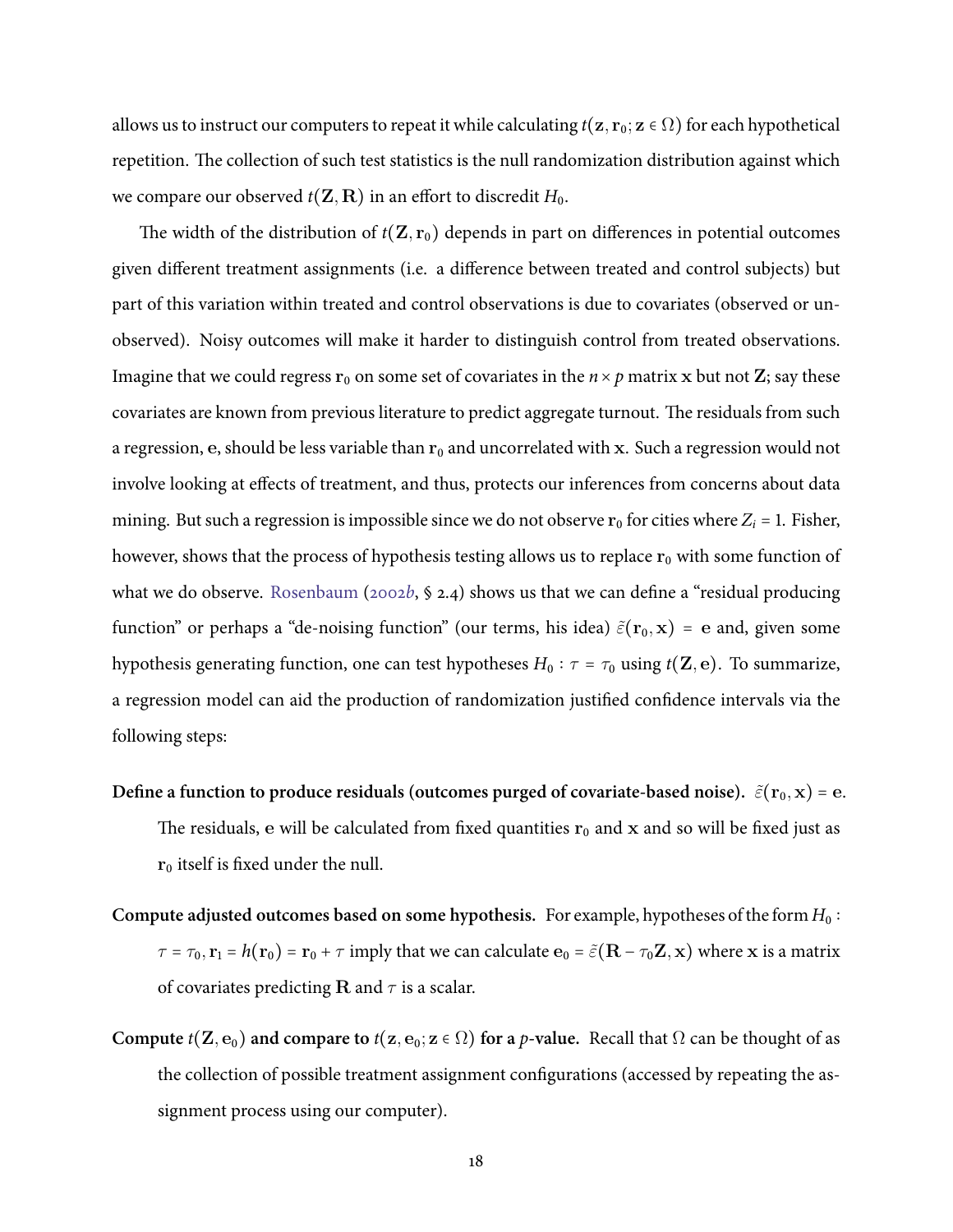allows us to instruct our computers to repeat it while calculating $t(\mathbf{z}, \mathbf{r}_0; \mathbf{z} \in \Omega)$ for each hypothetical repetition. The collection of such test statistics is the null randomization distribution against which we compare our observed $t(\mathbf{Z}, \mathbf{R})$ in an effort to discredit $H_0$.

The width of the distribution of $t(\mathbf{Z}, \mathbf{r}_0)$ depends in part on differences in potential outcomes given different treatment assignments (i.e. a difference between treated and control subjects) but part of this variation within treated and control observations is due to covariates (observed or unobserved). Noisy outcomes will make it harder to distinguish control from treated observations. Imagine that we could regress $\mathbf{r}_0$ on some set of covariates in the $n \times p$ matrix $\mathbf{x}$ but not $\mathbf{Z}$; say these covariates are known from previous literature to predict aggregate turnout. The residuals from such a regression, $\mathbf{e}$, should be less variable than $\mathbf{r}_0$ and uncorrelated with $\mathbf{x}$. Such a regression would not involve looking at effects of treatment, and thus, protects our inferences from concerns about data mining. But such a regression is impossible since we do not observe $\mathbf{r}_0$ for cities where $Z_i = 1$. Fisher, however, shows that the process of hypothesis testing allows us to replace $\mathbf{r}_0$ with some function of what we do observe. Rosenbaum (2002*b*, § 2.4) shows us that we can define a "residual producing function" or perhaps a "de-noising function" (our terms, his idea) $\tilde{\varepsilon}(\mathbf{r}_0, \mathbf{x}) = \mathbf{e}$ and, given some hypothesis generating function, one can test hypotheses $H_0 : \tau = \tau_0$ using $t(\mathbf{Z}, \mathbf{e})$. To summarize, a regression model can aid the production of randomization justified confidence intervals via the following steps:

**Define a function to produce residuals (outcomes purged of covariate-based noise).** $\tilde{\varepsilon}(\mathbf{r}_0, \mathbf{x}) = \mathbf{e}$. The residuals, $\mathbf{e}$ will be calculated from fixed quantities $\mathbf{r}_0$ and $\mathbf{x}$ and so will be fixed just as $\mathbf{r}_0$ itself is fixed under the null.

**Compute adjusted outcomes based on some hypothesis.** For example, hypotheses of the form $H_0 : \tau = \tau_0, \mathbf{r}_1 = h(\mathbf{r}_0) = \mathbf{r}_0 + \tau$ imply that we can calculate $\mathbf{e}_0 = \tilde{\varepsilon}(\mathbf{R} - \tau_0 \mathbf{Z}, \mathbf{x})$ where $\mathbf{x}$ is a matrix of covariates predicting $\mathbf{R}$ and $\tau$ is a scalar.

**Compute $t(\mathbf{Z}, \mathbf{e}_0)$ and compare to $t(\mathbf{z}, \mathbf{e}_0; \mathbf{z} \in \Omega)$ for a *p*-value.** Recall that $\Omega$ can be thought of as the collection of possible treatment assignment configurations (accessed by repeating the assignment process using our computer).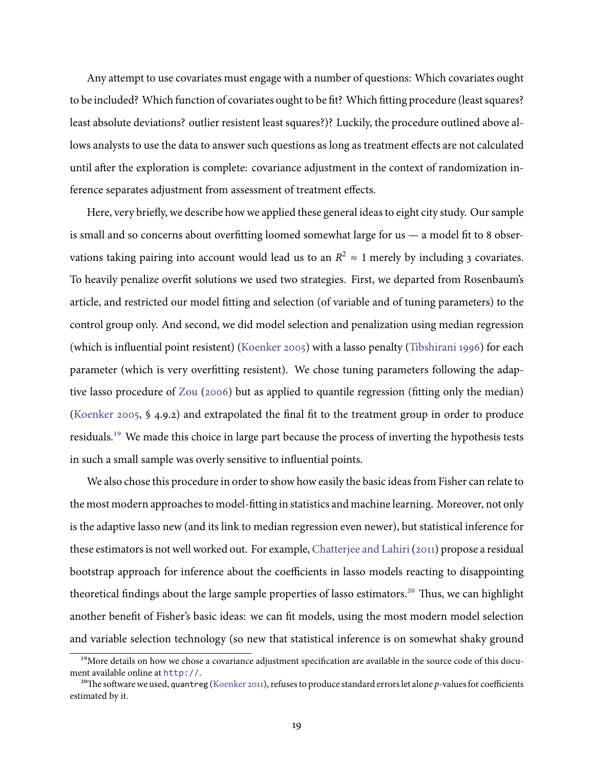Any attempt to use covariates must engage with a number of questions: Which covariates ought to be included? Which function of covariates ought to be fit? Which fitting procedure (least squares? least absolute deviations? outlier resistent least squares?)? Luckily, the procedure outlined above allows analysts to use the data to answer such questions as long as treatment effects are not calculated until after the exploration is complete: covariance adjustment in the context of randomization inference separates adjustment from assessment of treatment effects.

Here, very briefly, we describe how we applied these general ideas to eight city study. Our sample is small and so concerns about overfitting loomed somewhat large for us — a model fit to 8 observations taking pairing into account would lead us to an $R^2 \approx 1$ merely by including 3 covariates. To heavily penalize overfit solutions we used two strategies. First, we departed from Rosenbaum's article, and restricted our model fitting and selection (of variable and of tuning parameters) to the control group only. And second, we did model selection and penalization using median regression (which is influential point resistent) (Koenker 2005) with a lasso penalty (Tibshirani 1996) for each parameter (which is very overfitting resistent). We chose tuning parameters following the adaptive lasso procedure of Zou (2006) but as applied to quantile regression (fitting only the median) (Koenker 2005, § 4.9.2) and extrapolated the final fit to the treatment group in order to produce residuals.[19] We made this choice in large part because the process of inverting the hypothesis tests in such a small sample was overly sensitive to influential points.

We also chose this procedure in order to show how easily the basic ideas from Fisher can relate to the most modern approaches to model-fitting in statistics and machine learning. Moreover, not only is the adaptive lasso new (and its link to median regression even newer), but statistical inference for these estimators is not well worked out. For example, Chatterjee and Lahiri (2011) propose a residual bootstrap approach for inference about the coefficients in lasso models reacting to disappointing theoretical findings about the large sample properties of lasso estimators.[20] Thus, we can highlight another benefit of Fisher's basic ideas: we can fit models, using the most modern model selection and variable selection technology (so new that statistical inference is on somewhat shaky ground

---

[19] More details on how we chose a covariance adjustment specification are available in the source code of this document available online at `http://`.

[20] The software we used, `quantreg` (Koenker 2011), refuses to produce standard errors let alone $p$-values for coefficients estimated by it.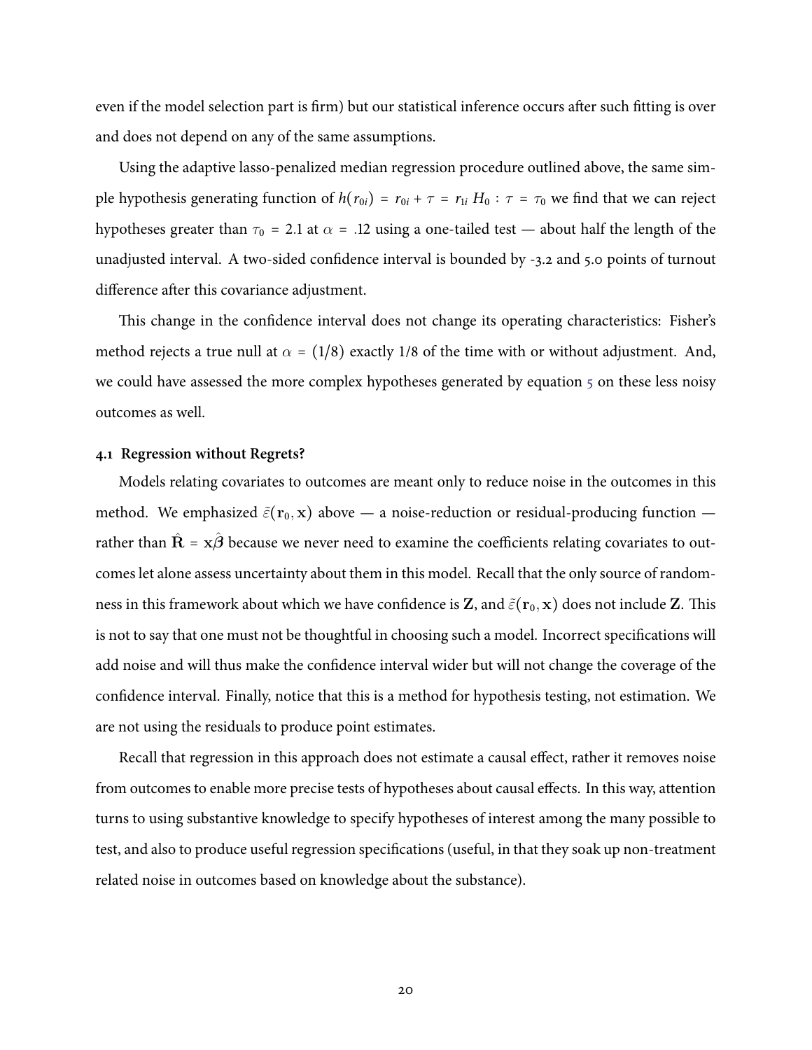even if the model selection part is firm) but our statistical inference occurs after such fitting is over and does not depend on any of the same assumptions.

Using the adaptive lasso-penalized median regression procedure outlined above, the same simple hypothesis generating function of $h(r_{0i}) = r_{0i} + \tau = r_{1i}$ $H_0 : \tau = \tau_0$ we find that we can reject hypotheses greater than $\tau_0 = 2.1$ at $\alpha = .12$ using a one-tailed test — about half the length of the unadjusted interval. A two-sided confidence interval is bounded by -3.2 and 5.0 points of turnout difference after this covariance adjustment.

This change in the confidence interval does not change its operating characteristics: Fisher's method rejects a true null at $\alpha = (1/8)$ exactly 1/8 of the time with or without adjustment. And, we could have assessed the more complex hypotheses generated by equation 5 on these less noisy outcomes as well.

### 4.1 Regression without Regrets?

Models relating covariates to outcomes are meant only to reduce noise in the outcomes in this method. We emphasized $\tilde{\varepsilon}(\mathbf{r}_0, \mathbf{x})$ above — a noise-reduction or residual-producing function — rather than $\hat{\mathbf{R}} = \mathbf{x}\hat{\boldsymbol{\beta}}$ because we never need to examine the coefficients relating covariates to outcomes let alone assess uncertainty about them in this model. Recall that the only source of randomness in this framework about which we have confidence is $\mathbf{Z}$, and $\tilde{\varepsilon}(\mathbf{r}_0, \mathbf{x})$ does not include $\mathbf{Z}$. This is not to say that one must not be thoughtful in choosing such a model. Incorrect specifications will add noise and will thus make the confidence interval wider but will not change the coverage of the confidence interval. Finally, notice that this is a method for hypothesis testing, not estimation. We are not using the residuals to produce point estimates.

Recall that regression in this approach does not estimate a causal effect, rather it removes noise from outcomes to enable more precise tests of hypotheses about causal effects. In this way, attention turns to using substantive knowledge to specify hypotheses of interest among the many possible to test, and also to produce useful regression specifications (useful, in that they soak up non-treatment related noise in outcomes based on knowledge about the substance).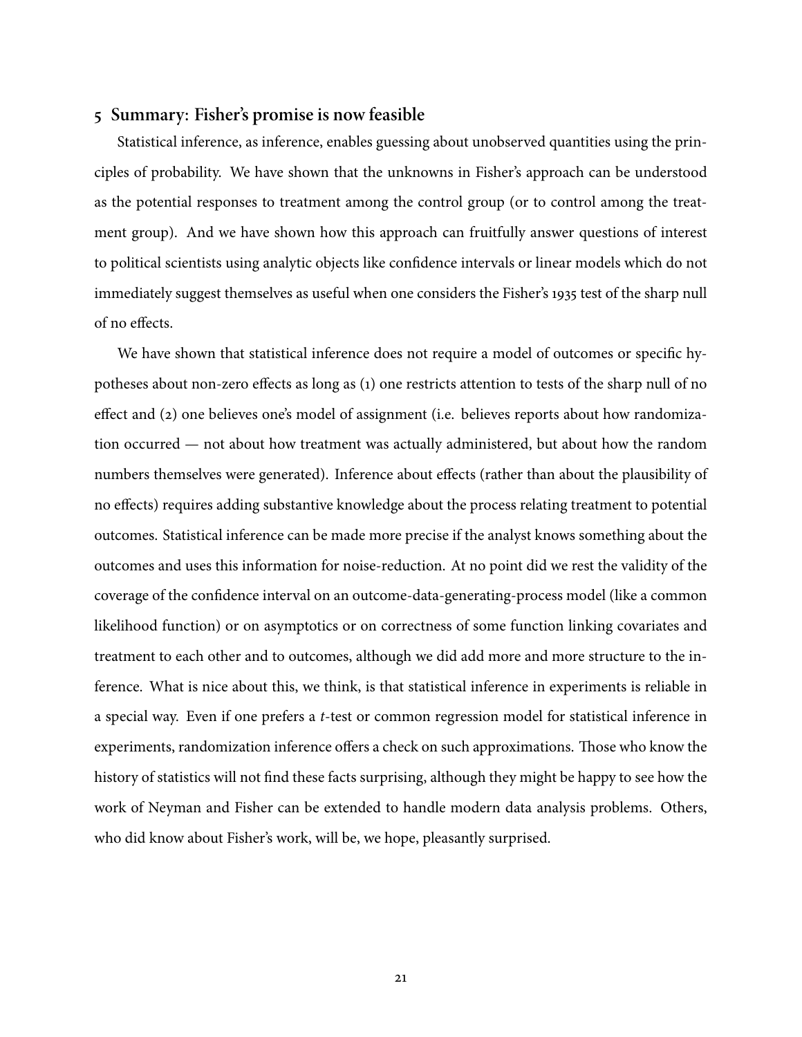## 5 Summary: Fisher's promise is now feasible

Statistical inference, as inference, enables guessing about unobserved quantities using the principles of probability. We have shown that the unknowns in Fisher's approach can be understood as the potential responses to treatment among the control group (or to control among the treatment group). And we have shown how this approach can fruitfully answer questions of interest to political scientists using analytic objects like confidence intervals or linear models which do not immediately suggest themselves as useful when one considers the Fisher's 1935 test of the sharp null of no effects.

We have shown that statistical inference does not require a model of outcomes or specific hypotheses about non-zero effects as long as (1) one restricts attention to tests of the sharp null of no effect and (2) one believes one's model of assignment (i.e. believes reports about how randomization occurred — not about how treatment was actually administered, but about how the random numbers themselves were generated). Inference about effects (rather than about the plausibility of no effects) requires adding substantive knowledge about the process relating treatment to potential outcomes. Statistical inference can be made more precise if the analyst knows something about the outcomes and uses this information for noise-reduction. At no point did we rest the validity of the coverage of the confidence interval on an outcome-data-generating-process model (like a common likelihood function) or on asymptotics or on correctness of some function linking covariates and treatment to each other and to outcomes, although we did add more and more structure to the inference. What is nice about this, we think, is that statistical inference in experiments is reliable in a special way. Even if one prefers a *t*-test or common regression model for statistical inference in experiments, randomization inference offers a check on such approximations. Those who know the history of statistics will not find these facts surprising, although they might be happy to see how the work of Neyman and Fisher can be extended to handle modern data analysis problems. Others, who did know about Fisher's work, will be, we hope, pleasantly surprised.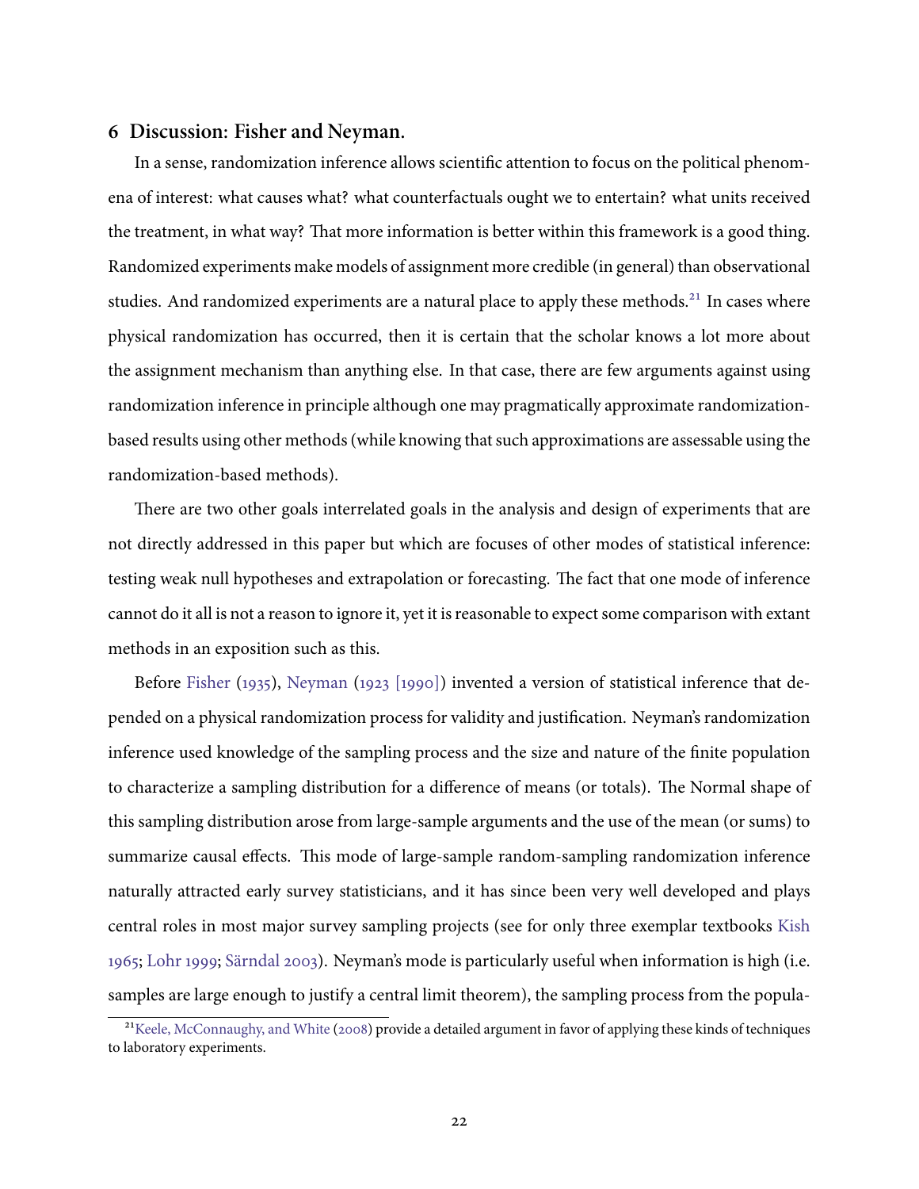## 6 Discussion: Fisher and Neyman.

In a sense, randomization inference allows scientific attention to focus on the political phenomena of interest: what causes what? what counterfactuals ought we to entertain? what units received the treatment, in what way? That more information is better within this framework is a good thing. Randomized experiments make models of assignment more credible (in general) than observational studies. And randomized experiments are a natural place to apply these methods.[21] In cases where physical randomization has occurred, then it is certain that the scholar knows a lot more about the assignment mechanism than anything else. In that case, there are few arguments against using randomization inference in principle although one may pragmatically approximate randomization-based results using other methods (while knowing that such approximations are assessable using the randomization-based methods).

There are two other goals interrelated goals in the analysis and design of experiments that are not directly addressed in this paper but which are focuses of other modes of statistical inference: testing weak null hypotheses and extrapolation or forecasting. The fact that one mode of inference cannot do it all is not a reason to ignore it, yet it is reasonable to expect some comparison with extant methods in an exposition such as this.

Before Fisher (1935), Neyman (1923 [1990]) invented a version of statistical inference that depended on a physical randomization process for validity and justification. Neyman's randomization inference used knowledge of the sampling process and the size and nature of the finite population to characterize a sampling distribution for a difference of means (or totals). The Normal shape of this sampling distribution arose from large-sample arguments and the use of the mean (or sums) to summarize causal effects. This mode of large-sample random-sampling randomization inference naturally attracted early survey statisticians, and it has since been very well developed and plays central roles in most major survey sampling projects (see for only three exemplar textbooks Kish 1965; Lohr 1999; Särndal 2003). Neyman's mode is particularly useful when information is high (i.e. samples are large enough to justify a central limit theorem), the sampling process from the popula-

[21] Keele, McConnaughy, and White (2008) provide a detailed argument in favor of applying these kinds of techniques to laboratory experiments.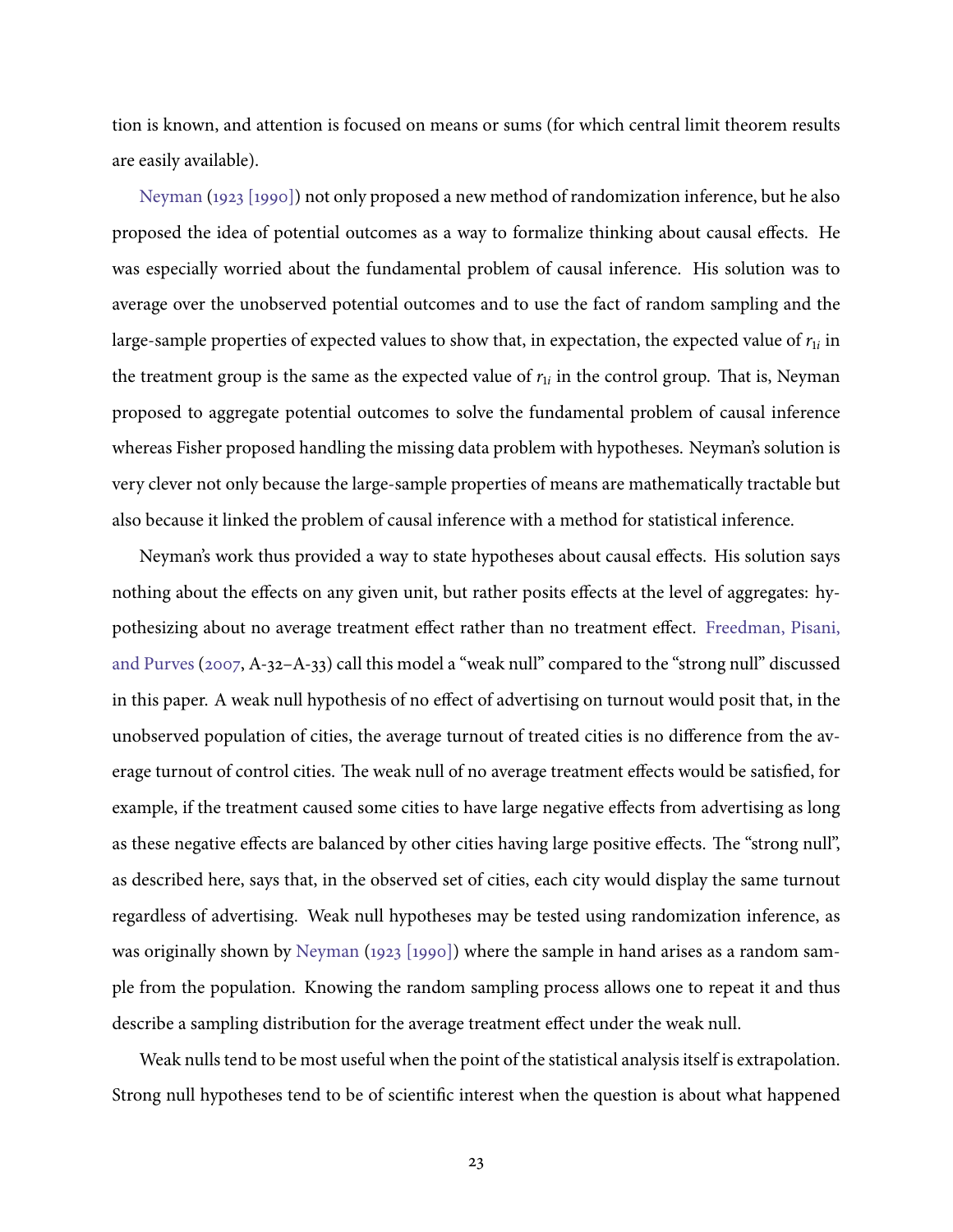tion is known, and attention is focused on means or sums (for which central limit theorem results are easily available).

Neyman (1923 [1990]) not only proposed a new method of randomization inference, but he also proposed the idea of potential outcomes as a way to formalize thinking about causal effects. He was especially worried about the fundamental problem of causal inference. His solution was to average over the unobserved potential outcomes and to use the fact of random sampling and the large-sample properties of expected values to show that, in expectation, the expected value of $r_{1i}$ in the treatment group is the same as the expected value of $r_{1i}$ in the control group. That is, Neyman proposed to aggregate potential outcomes to solve the fundamental problem of causal inference whereas Fisher proposed handling the missing data problem with hypotheses. Neyman's solution is very clever not only because the large-sample properties of means are mathematically tractable but also because it linked the problem of causal inference with a method for statistical inference.

Neyman's work thus provided a way to state hypotheses about causal effects. His solution says nothing about the effects on any given unit, but rather posits effects at the level of aggregates: hypothesizing about no average treatment effect rather than no treatment effect. Freedman, Pisani, and Purves (2007, A-32–A-33) call this model a "weak null" compared to the "strong null" discussed in this paper. A weak null hypothesis of no effect of advertising on turnout would posit that, in the unobserved population of cities, the average turnout of treated cities is no difference from the average turnout of control cities. The weak null of no average treatment effects would be satisfied, for example, if the treatment caused some cities to have large negative effects from advertising as long as these negative effects are balanced by other cities having large positive effects. The "strong null", as described here, says that, in the observed set of cities, each city would display the same turnout regardless of advertising. Weak null hypotheses may be tested using randomization inference, as was originally shown by Neyman (1923 [1990]) where the sample in hand arises as a random sample from the population. Knowing the random sampling process allows one to repeat it and thus describe a sampling distribution for the average treatment effect under the weak null.

Weak nulls tend to be most useful when the point of the statistical analysis itself is extrapolation. Strong null hypotheses tend to be of scientific interest when the question is about what happened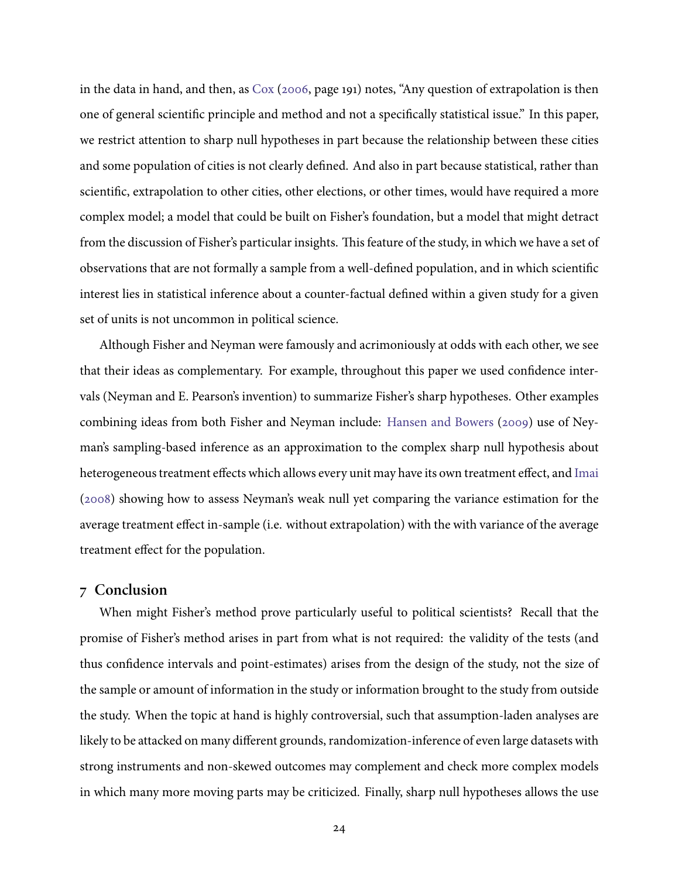in the data in hand, and then, as Cox (2006, page 191) notes, "Any question of extrapolation is then one of general scientific principle and method and not a specifically statistical issue." In this paper, we restrict attention to sharp null hypotheses in part because the relationship between these cities and some population of cities is not clearly defined. And also in part because statistical, rather than scientific, extrapolation to other cities, other elections, or other times, would have required a more complex model; a model that could be built on Fisher's foundation, but a model that might detract from the discussion of Fisher's particular insights. This feature of the study, in which we have a set of observations that are not formally a sample from a well-defined population, and in which scientific interest lies in statistical inference about a counter-factual defined within a given study for a given set of units is not uncommon in political science.

Although Fisher and Neyman were famously and acrimoniously at odds with each other, we see that their ideas as complementary. For example, throughout this paper we used confidence intervals (Neyman and E. Pearson's invention) to summarize Fisher's sharp hypotheses. Other examples combining ideas from both Fisher and Neyman include: Hansen and Bowers (2009) use of Neyman's sampling-based inference as an approximation to the complex sharp null hypothesis about heterogeneous treatment effects which allows every unit may have its own treatment effect, and Imai (2008) showing how to assess Neyman's weak null yet comparing the variance estimation for the average treatment effect in-sample (i.e. without extrapolation) with the with variance of the average treatment effect for the population.

## 7 Conclusion

When might Fisher's method prove particularly useful to political scientists? Recall that the promise of Fisher's method arises in part from what is not required: the validity of the tests (and thus confidence intervals and point-estimates) arises from the design of the study, not the size of the sample or amount of information in the study or information brought to the study from outside the study. When the topic at hand is highly controversial, such that assumption-laden analyses are likely to be attacked on many different grounds, randomization-inference of even large datasets with strong instruments and non-skewed outcomes may complement and check more complex models in which many more moving parts may be criticized. Finally, sharp null hypotheses allows the use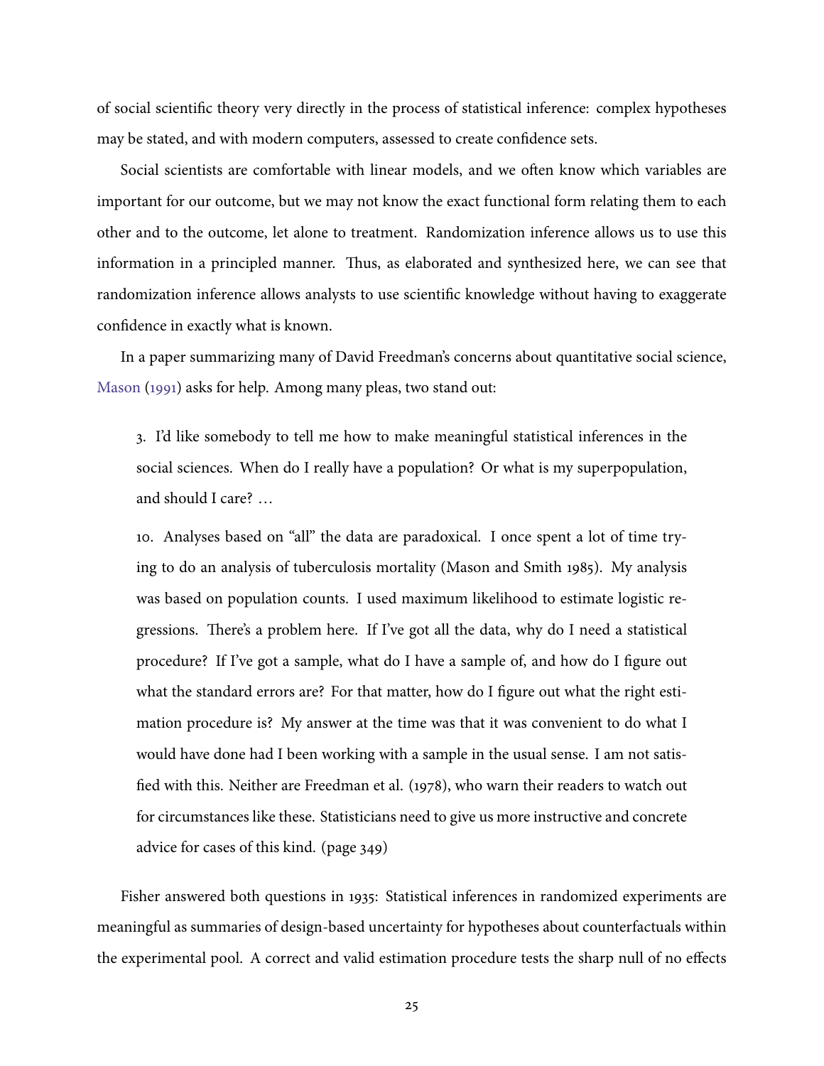of social scientific theory very directly in the process of statistical inference: complex hypotheses may be stated, and with modern computers, assessed to create confidence sets.

Social scientists are comfortable with linear models, and we often know which variables are important for our outcome, but we may not know the exact functional form relating them to each other and to the outcome, let alone to treatment. Randomization inference allows us to use this information in a principled manner. Thus, as elaborated and synthesized here, we can see that randomization inference allows analysts to use scientific knowledge without having to exaggerate confidence in exactly what is known.

In a paper summarizing many of David Freedman's concerns about quantitative social science, Mason (1991) asks for help. Among many pleas, two stand out:

> 3. I'd like somebody to tell me how to make meaningful statistical inferences in the social sciences. When do I really have a population? Or what is my superpopulation, and should I care? …
>
> 10. Analyses based on "all" the data are paradoxical. I once spent a lot of time trying to do an analysis of tuberculosis mortality (Mason and Smith 1985). My analysis was based on population counts. I used maximum likelihood to estimate logistic regressions. There's a problem here. If I've got all the data, why do I need a statistical procedure? If I've got a sample, what do I have a sample of, and how do I figure out what the standard errors are? For that matter, how do I figure out what the right estimation procedure is? My answer at the time was that it was convenient to do what I would have done had I been working with a sample in the usual sense. I am not satisfied with this. Neither are Freedman et al. (1978), who warn their readers to watch out for circumstances like these. Statisticians need to give us more instructive and concrete advice for cases of this kind. (page 349)

Fisher answered both questions in 1935: Statistical inferences in randomized experiments are meaningful as summaries of design-based uncertainty for hypotheses about counterfactuals within the experimental pool. A correct and valid estimation procedure tests the sharp null of no effects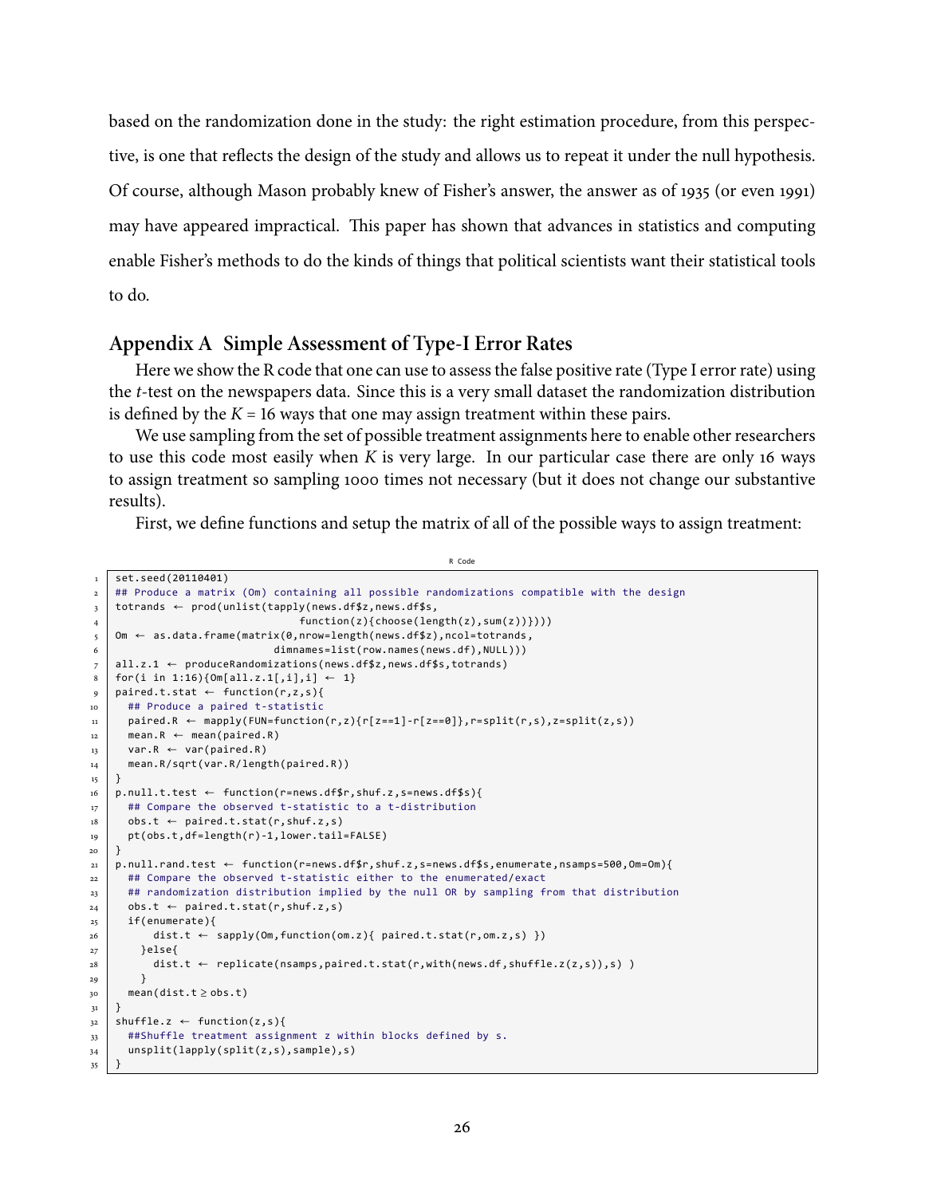based on the randomization done in the study: the right estimation procedure, from this perspective, is one that reflects the design of the study and allows us to repeat it under the null hypothesis. Of course, although Mason probably knew of Fisher's answer, the answer as of 1935 (or even 1991) may have appeared impractical. This paper has shown that advances in statistics and computing enable Fisher's methods to do the kinds of things that political scientists want their statistical tools to do.

## Appendix A Simple Assessment of Type-I Error Rates

Here we show the R code that one can use to assess the false positive rate (Type I error rate) using the *t*-test on the newspapers data. Since this is a very small dataset the randomization distribution is defined by the $K = 16$ ways that one may assign treatment within these pairs.

We use sampling from the set of possible treatment assignments here to enable other researchers to use this code most easily when $K$ is very large. In our particular case there are only 16 ways to assign treatment so sampling 1000 times not necessary (but it does not change our substantive results).

First, we define functions and setup the matrix of all of the possible ways to assign treatment:

R Code

```
set.seed(20110401)
## Produce a matrix (Om) containing all possible randomizations compatible with the design
totrands ← prod(unlist(tapply(news.df$z,news.df$s,
                             function(z){choose(length(z),sum(z))})))
Om ← as.data.frame(matrix(0,nrow=length(news.df$z),ncol=totrands,
                         dimnames=list(row.names(news.df),NULL)))
all.z.1 ← produceRandomizations(news.df$z,news.df$s,totrands)
for(i in 1:16){Om[all.z.1[,i],i] ← 1}
paired.t.stat ← function(r,z,s){
  ## Produce a paired t-statistic
  paired.R ← mapply(FUN=function(r,z){r[z==1]-r[z==0]},r=split(r,s),z=split(z,s))
  mean.R ← mean(paired.R)
  var.R ← var(paired.R)
  mean.R/sqrt(var.R/length(paired.R))
}
p.null.t.test ← function(r=news.df$r,shuf.z,s=news.df$s){
  ## Compare the observed t-statistic to a t-distribution
  obs.t ← paired.t.stat(r,shuf.z,s)
  pt(obs.t,df=length(r)-1,lower.tail=FALSE)
}
p.null.rand.test ← function(r=news.df$r,shuf.z,s=news.df$s,enumerate,nsamps=500,Om=Om){
  ## Compare the observed t-statistic either to the enumerated/exact
  ## randomization distribution implied by the null OR by sampling from that distribution
  obs.t ← paired.t.stat(r,shuf.z,s)
  if(enumerate){
      dist.t ← sapply(Om,function(om.z){ paired.t.stat(r,om.z,s) })
    }else{
      dist.t ← replicate(nsamps,paired.t.stat(r,with(news.df,shuffle.z(z,s)),s) )
    }
  mean(dist.t ≥ obs.t)
}
shuffle.z ← function(z,s){
  ##Shuffle treatment assignment z within blocks defined by s.
  unsplit(lapply(split(z,s),sample),s)
}
```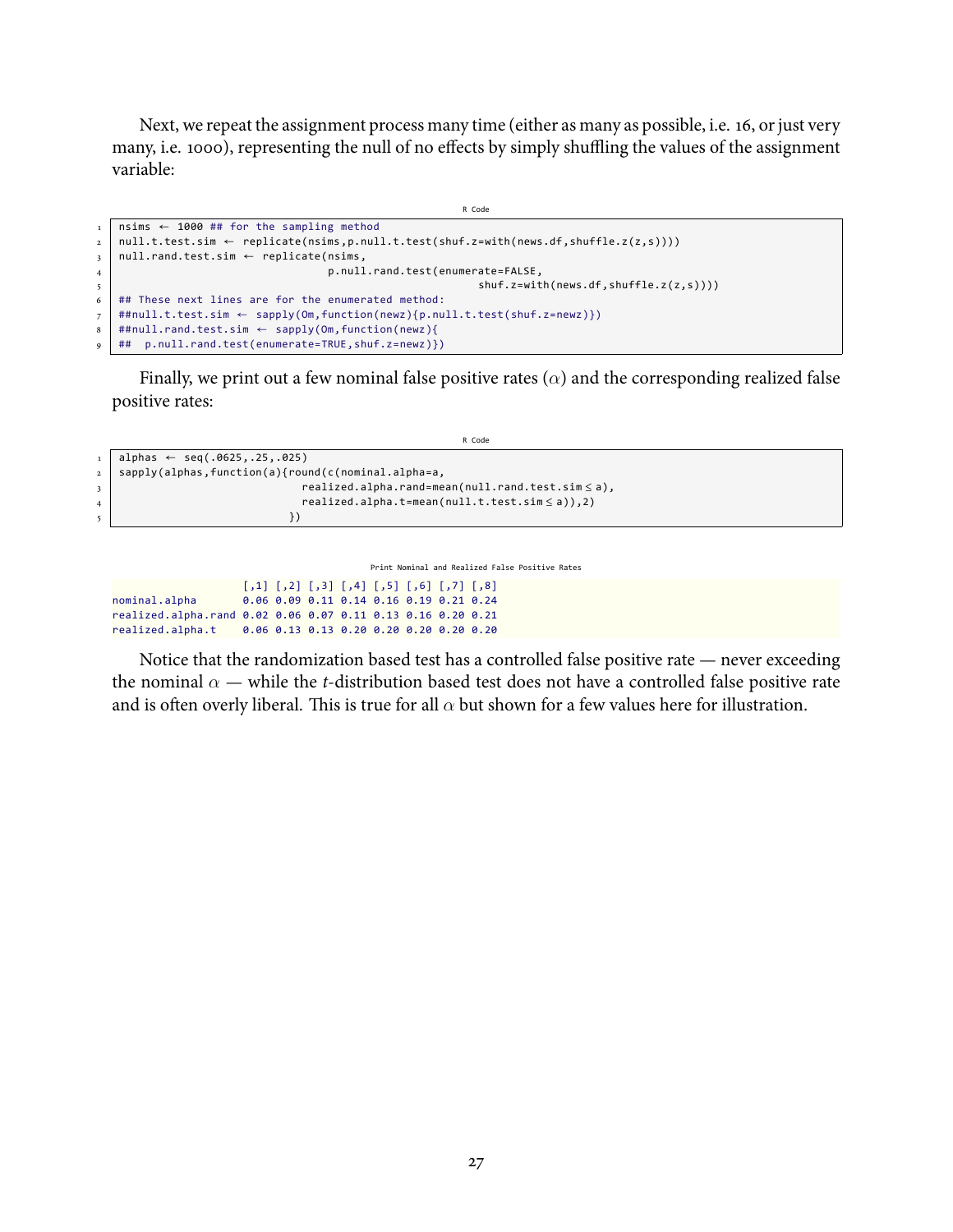Next, we repeat the assignment process many time (either as many as possible, i.e. 16, or just very many, i.e. 1000), representing the null of no effects by simply shuffling the values of the assignment variable:

R Code

```r
nsims <- 1000 ## for the sampling method
null.t.test.sim <- replicate(nsims,p.null.t.test(shuf.z=with(news.df,shuffle.z(z,s))))
null.rand.test.sim <- replicate(nsims,
                                p.null.rand.test(enumerate=FALSE,
                                                 shuf.z=with(news.df,shuffle.z(z,s))))
## These next lines are for the enumerated method:
##null.t.test.sim <- sapply(Om,function(newz){p.null.t.test(shuf.z=newz)})
##null.rand.test.sim <- sapply(Om,function(newz){
##  p.null.rand.test(enumerate=TRUE,shuf.z=newz)})
```

Finally, we print out a few nominal false positive rates ($\alpha$) and the corresponding realized false positive rates:

R Code

```r
alphas <- seq(.0625,.25,.025)
sapply(alphas,function(a){round(c(nominal.alpha=a,
                             realized.alpha.rand=mean(null.rand.test.sim ≤ a),
                             realized.alpha.t=mean(null.t.test.sim ≤ a)),2)
                           })
```

Print Nominal and Realized False Positive Rates

```
                    [,1] [,2] [,3] [,4] [,5] [,6] [,7] [,8]
nominal.alpha       0.06 0.09 0.11 0.14 0.16 0.19 0.21 0.24
realized.alpha.rand 0.02 0.06 0.07 0.11 0.13 0.16 0.20 0.21
realized.alpha.t    0.06 0.13 0.13 0.20 0.20 0.20 0.20 0.20
```

Notice that the randomization based test has a controlled false positive rate — never exceeding the nominal $\alpha$ — while the *t*-distribution based test does not have a controlled false positive rate and is often overly liberal. This is true for all $\alpha$ but shown for a few values here for illustration.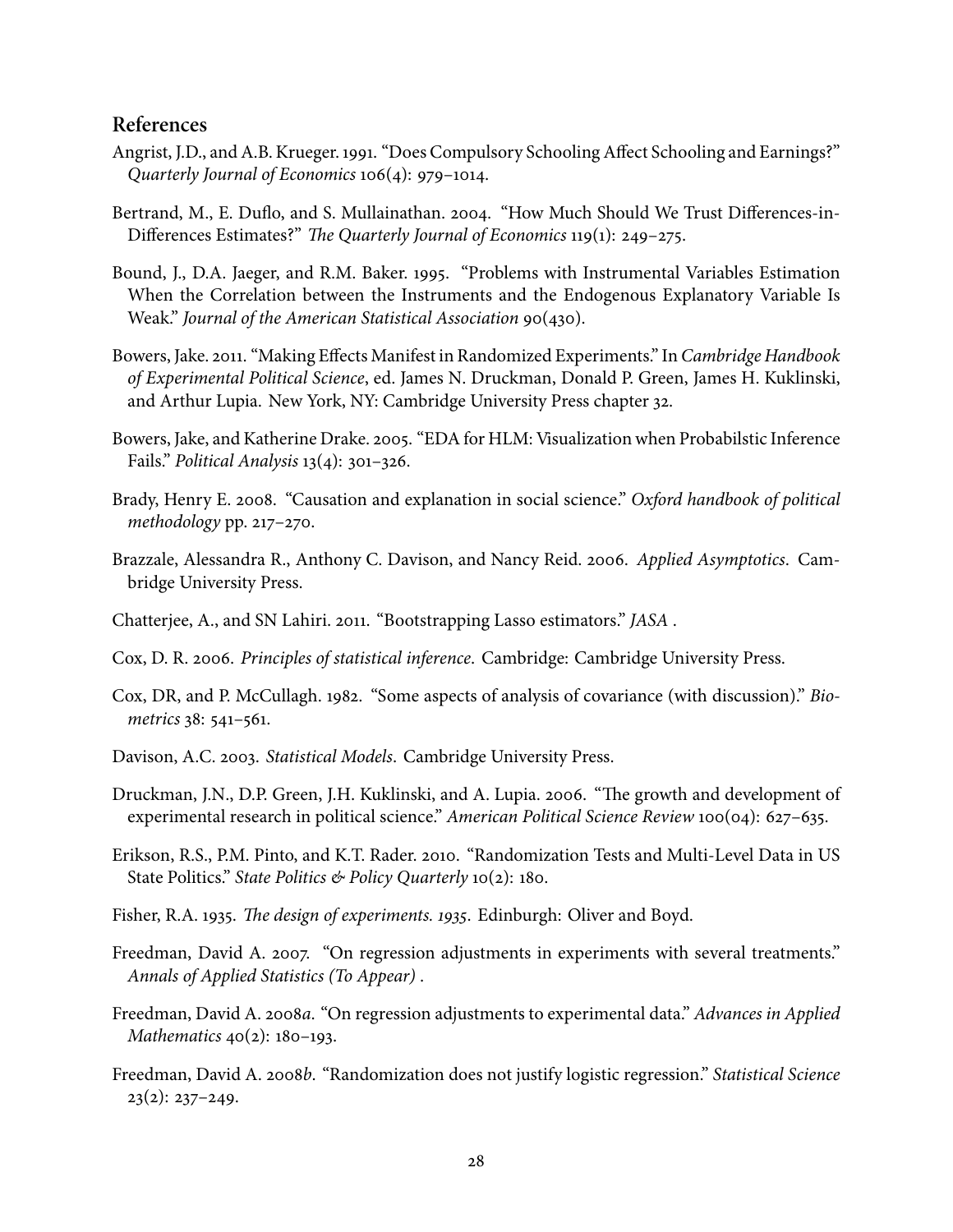## References

Angrist, J.D., and A.B. Krueger. 1991. "Does Compulsory Schooling Affect Schooling and Earnings?" *Quarterly Journal of Economics* 106(4): 979–1014.

Bertrand, M., E. Duflo, and S. Mullainathan. 2004. "How Much Should We Trust Differences-in-Differences Estimates?" *The Quarterly Journal of Economics* 119(1): 249–275.

Bound, J., D.A. Jaeger, and R.M. Baker. 1995. "Problems with Instrumental Variables Estimation When the Correlation between the Instruments and the Endogenous Explanatory Variable Is Weak." *Journal of the American Statistical Association* 90(430).

Bowers, Jake. 2011. "Making Effects Manifest in Randomized Experiments." In *Cambridge Handbook of Experimental Political Science*, ed. James N. Druckman, Donald P. Green, James H. Kuklinski, and Arthur Lupia. New York, NY: Cambridge University Press chapter 32.

Bowers, Jake, and Katherine Drake. 2005. "EDA for HLM: Visualization when Probabilstic Inference Fails." *Political Analysis* 13(4): 301–326.

Brady, Henry E. 2008. "Causation and explanation in social science." *Oxford handbook of political methodology* pp. 217–270.

Brazzale, Alessandra R., Anthony C. Davison, and Nancy Reid. 2006. *Applied Asymptotics*. Cambridge University Press.

Chatterjee, A., and SN Lahiri. 2011. "Bootstrapping Lasso estimators." *JASA* .

Cox, D. R. 2006. *Principles of statistical inference*. Cambridge: Cambridge University Press.

Cox, DR, and P. McCullagh. 1982. "Some aspects of analysis of covariance (with discussion)." *Biometrics* 38: 541–561.

Davison, A.C. 2003. *Statistical Models*. Cambridge University Press.

Druckman, J.N., D.P. Green, J.H. Kuklinski, and A. Lupia. 2006. "The growth and development of experimental research in political science." *American Political Science Review* 100(04): 627–635.

Erikson, R.S., P.M. Pinto, and K.T. Rader. 2010. "Randomization Tests and Multi-Level Data in US State Politics." *State Politics & Policy Quarterly* 10(2): 180.

Fisher, R.A. 1935. *The design of experiments. 1935*. Edinburgh: Oliver and Boyd.

Freedman, David A. 2007. "On regression adjustments in experiments with several treatments." *Annals of Applied Statistics (To Appear)* .

Freedman, David A. 2008*a*. "On regression adjustments to experimental data." *Advances in Applied Mathematics* 40(2): 180–193.

Freedman, David A. 2008*b*. "Randomization does not justify logistic regression." *Statistical Science* 23(2): 237–249.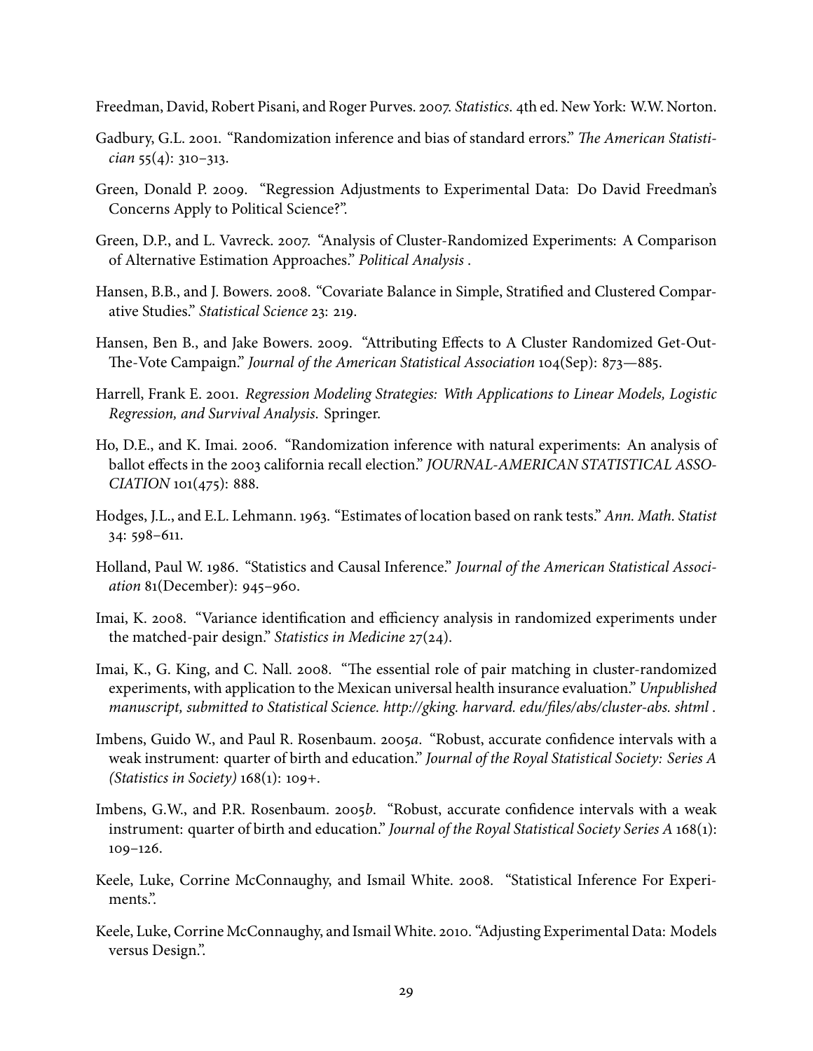Freedman, David, Robert Pisani, and Roger Purves. 2007. *Statistics*. 4th ed. New York: W.W. Norton.

Gadbury, G.L. 2001. "Randomization inference and bias of standard errors." *The American Statistician* 55(4): 310–313.

Green, Donald P. 2009. "Regression Adjustments to Experimental Data: Do David Freedman's Concerns Apply to Political Science?".

Green, D.P., and L. Vavreck. 2007. "Analysis of Cluster-Randomized Experiments: A Comparison of Alternative Estimation Approaches." *Political Analysis* .

Hansen, B.B., and J. Bowers. 2008. "Covariate Balance in Simple, Stratified and Clustered Comparative Studies." *Statistical Science* 23: 219.

Hansen, Ben B., and Jake Bowers. 2009. "Attributing Effects to A Cluster Randomized Get-Out-The-Vote Campaign." *Journal of the American Statistical Association* 104(Sep): 873—885.

Harrell, Frank E. 2001. *Regression Modeling Strategies: With Applications to Linear Models, Logistic Regression, and Survival Analysis*. Springer.

Ho, D.E., and K. Imai. 2006. "Randomization inference with natural experiments: An analysis of ballot effects in the 2003 california recall election." *JOURNAL-AMERICAN STATISTICAL ASSOCIATION* 101(475): 888.

Hodges, J.L., and E.L. Lehmann. 1963. "Estimates of location based on rank tests." *Ann. Math. Statist* 34: 598–611.

Holland, Paul W. 1986. "Statistics and Causal Inference." *Journal of the American Statistical Association* 81(December): 945–960.

Imai, K. 2008. "Variance identification and efficiency analysis in randomized experiments under the matched-pair design." *Statistics in Medicine* 27(24).

Imai, K., G. King, and C. Nall. 2008. "The essential role of pair matching in cluster-randomized experiments, with application to the Mexican universal health insurance evaluation." *Unpublished manuscript, submitted to Statistical Science. http://gking. harvard. edu/files/abs/cluster-abs. shtml* .

Imbens, Guido W., and Paul R. Rosenbaum. 2005*a*. "Robust, accurate confidence intervals with a weak instrument: quarter of birth and education." *Journal of the Royal Statistical Society: Series A (Statistics in Society)* 168(1): 109+.

Imbens, G.W., and P.R. Rosenbaum. 2005*b*. "Robust, accurate confidence intervals with a weak instrument: quarter of birth and education." *Journal of the Royal Statistical Society Series A* 168(1): 109–126.

Keele, Luke, Corrine McConnaughy, and Ismail White. 2008. "Statistical Inference For Experiments.".

Keele, Luke, Corrine McConnaughy, and Ismail White. 2010. "Adjusting Experimental Data: Models versus Design.".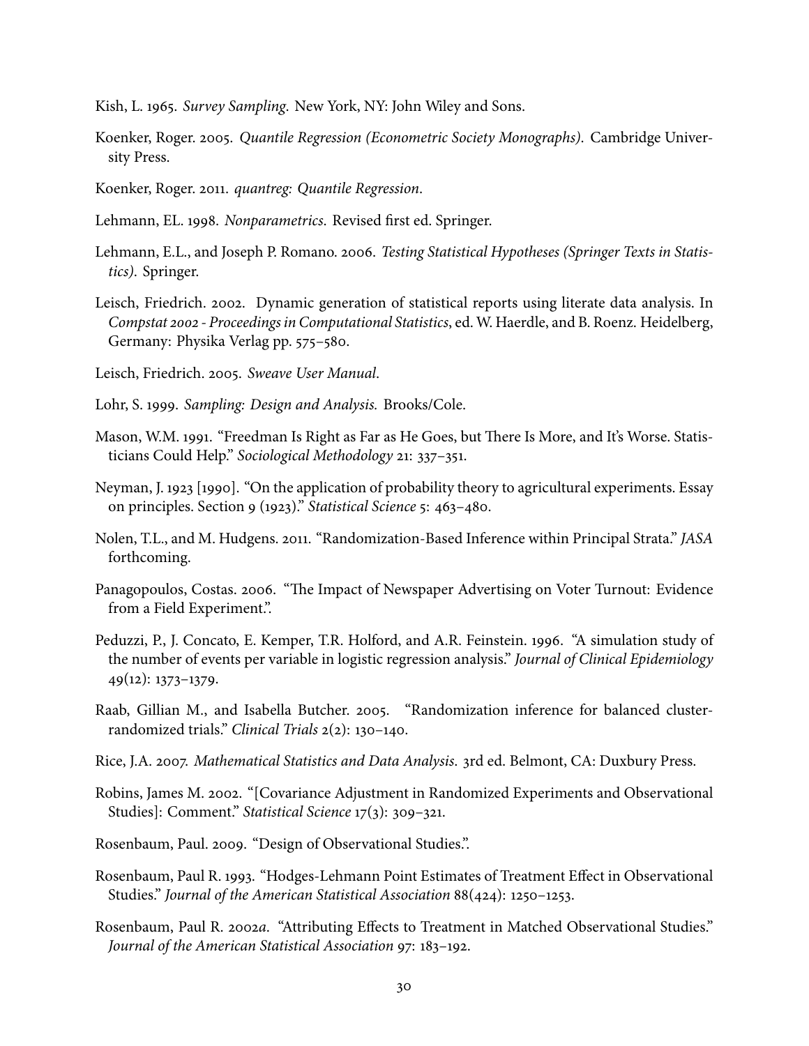Kish, L. 1965. *Survey Sampling.* New York, NY: John Wiley and Sons.

Koenker, Roger. 2005. *Quantile Regression (Econometric Society Monographs).* Cambridge University Press.

Koenker, Roger. 2011. *quantreg: Quantile Regression.*

Lehmann, EL. 1998. *Nonparametrics.* Revised first ed. Springer.

Lehmann, E.L., and Joseph P. Romano. 2006. *Testing Statistical Hypotheses (Springer Texts in Statistics).* Springer.

Leisch, Friedrich. 2002. Dynamic generation of statistical reports using literate data analysis. In *Compstat 2002 - Proceedings in Computational Statistics*, ed. W. Haerdle, and B. Roenz. Heidelberg, Germany: Physika Verlag pp. 575–580.

Leisch, Friedrich. 2005. *Sweave User Manual.*

Lohr, S. 1999. *Sampling: Design and Analysis.* Brooks/Cole.

Mason, W.M. 1991. "Freedman Is Right as Far as He Goes, but There Is More, and It's Worse. Statisticians Could Help." *Sociological Methodology* 21: 337–351.

Neyman, J. 1923 [1990]. "On the application of probability theory to agricultural experiments. Essay on principles. Section 9 (1923)." *Statistical Science* 5: 463–480.

Nolen, T.L., and M. Hudgens. 2011. "Randomization-Based Inference within Principal Strata." *JASA* forthcoming.

Panagopoulos, Costas. 2006. "The Impact of Newspaper Advertising on Voter Turnout: Evidence from a Field Experiment.".

Peduzzi, P., J. Concato, E. Kemper, T.R. Holford, and A.R. Feinstein. 1996. "A simulation study of the number of events per variable in logistic regression analysis." *Journal of Clinical Epidemiology* 49(12): 1373–1379.

Raab, Gillian M., and Isabella Butcher. 2005. "Randomization inference for balanced cluster-randomized trials." *Clinical Trials* 2(2): 130–140.

Rice, J.A. 2007. *Mathematical Statistics and Data Analysis.* 3rd ed. Belmont, CA: Duxbury Press.

Robins, James M. 2002. "[Covariance Adjustment in Randomized Experiments and Observational Studies]: Comment." *Statistical Science* 17(3): 309–321.

Rosenbaum, Paul. 2009. "Design of Observational Studies.".

Rosenbaum, Paul R. 1993. "Hodges-Lehmann Point Estimates of Treatment Effect in Observational Studies." *Journal of the American Statistical Association* 88(424): 1250–1253.

Rosenbaum, Paul R. 2002*a*. "Attributing Effects to Treatment in Matched Observational Studies." *Journal of the American Statistical Association* 97: 183–192.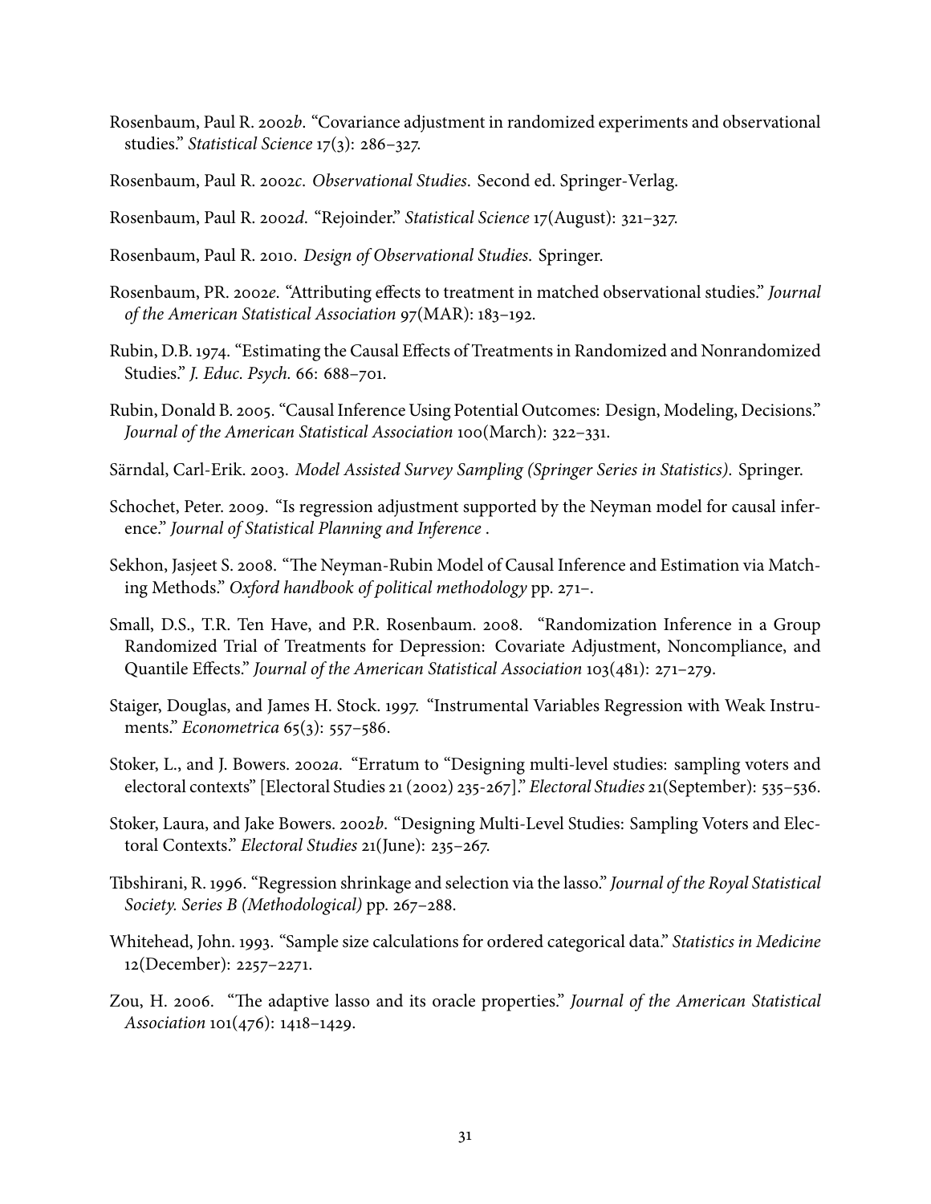Rosenbaum, Paul R. 2002*b*. "Covariance adjustment in randomized experiments and observational studies." *Statistical Science* 17(3): 286–327.

Rosenbaum, Paul R. 2002*c*. *Observational Studies*. Second ed. Springer-Verlag.

Rosenbaum, Paul R. 2002*d*. "Rejoinder." *Statistical Science* 17(August): 321–327.

Rosenbaum, Paul R. 2010. *Design of Observational Studies*. Springer.

Rosenbaum, PR. 2002*e*. "Attributing effects to treatment in matched observational studies." *Journal of the American Statistical Association* 97(MAR): 183–192.

Rubin, D.B. 1974. "Estimating the Causal Effects of Treatments in Randomized and Nonrandomized Studies." *J. Educ. Psych.* 66: 688–701.

Rubin, Donald B. 2005. "Causal Inference Using Potential Outcomes: Design, Modeling, Decisions." *Journal of the American Statistical Association* 100(March): 322–331.

Särndal, Carl-Erik. 2003. *Model Assisted Survey Sampling (Springer Series in Statistics)*. Springer.

Schochet, Peter. 2009. "Is regression adjustment supported by the Neyman model for causal inference." *Journal of Statistical Planning and Inference* .

Sekhon, Jasjeet S. 2008. "The Neyman-Rubin Model of Causal Inference and Estimation via Matching Methods." *Oxford handbook of political methodology* pp. 271–.

Small, D.S., T.R. Ten Have, and P.R. Rosenbaum. 2008. "Randomization Inference in a Group Randomized Trial of Treatments for Depression: Covariate Adjustment, Noncompliance, and Quantile Effects." *Journal of the American Statistical Association* 103(481): 271–279.

Staiger, Douglas, and James H. Stock. 1997. "Instrumental Variables Regression with Weak Instruments." *Econometrica* 65(3): 557–586.

Stoker, L., and J. Bowers. 2002*a*. "Erratum to "Designing multi-level studies: sampling voters and electoral contexts" [Electoral Studies 21 (2002) 235-267]." *Electoral Studies* 21(September): 535–536.

Stoker, Laura, and Jake Bowers. 2002*b*. "Designing Multi-Level Studies: Sampling Voters and Electoral Contexts." *Electoral Studies* 21(June): 235–267.

Tibshirani, R. 1996. "Regression shrinkage and selection via the lasso." *Journal of the Royal Statistical Society. Series B (Methodological)* pp. 267–288.

Whitehead, John. 1993. "Sample size calculations for ordered categorical data." *Statistics in Medicine* 12(December): 2257–2271.

Zou, H. 2006. "The adaptive lasso and its oracle properties." *Journal of the American Statistical Association* 101(476): 1418–1429.